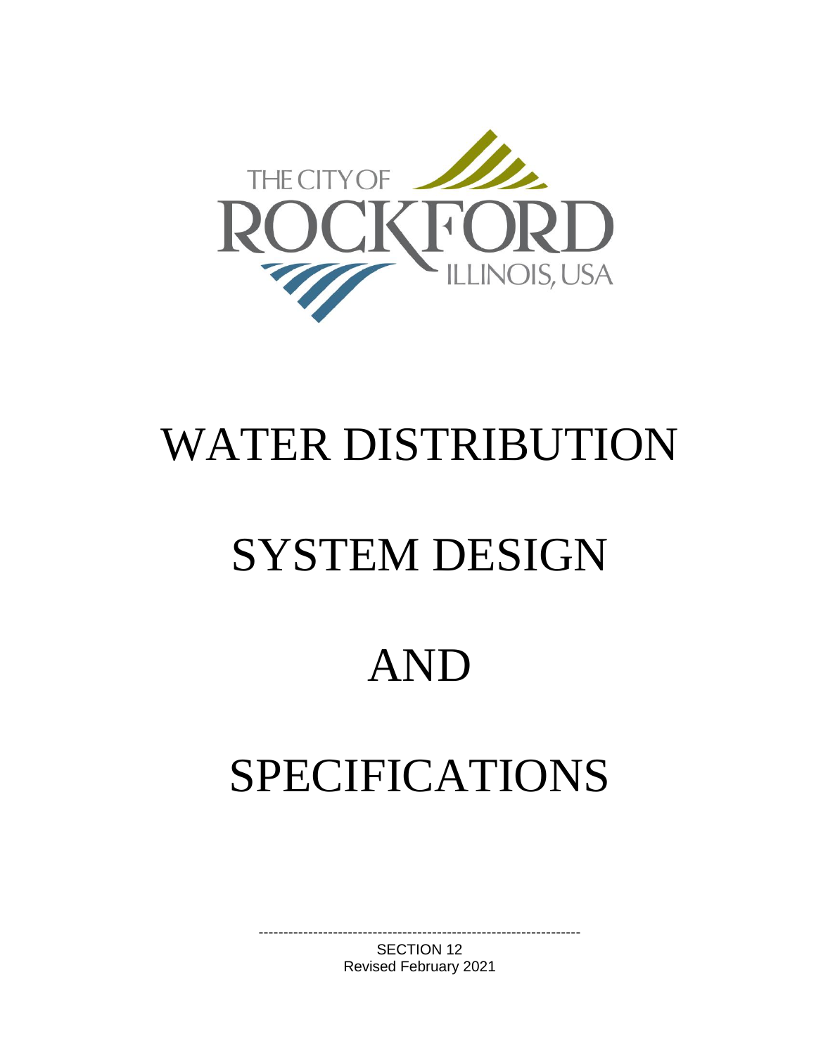THE CITY OF ROCKFORD ILLINOIS, USA

# WATER DISTRIBUTION

# SYSTEM DESIGN

# AND

# SPECIFICATIONS

---

SECTION 12
Revised February 2021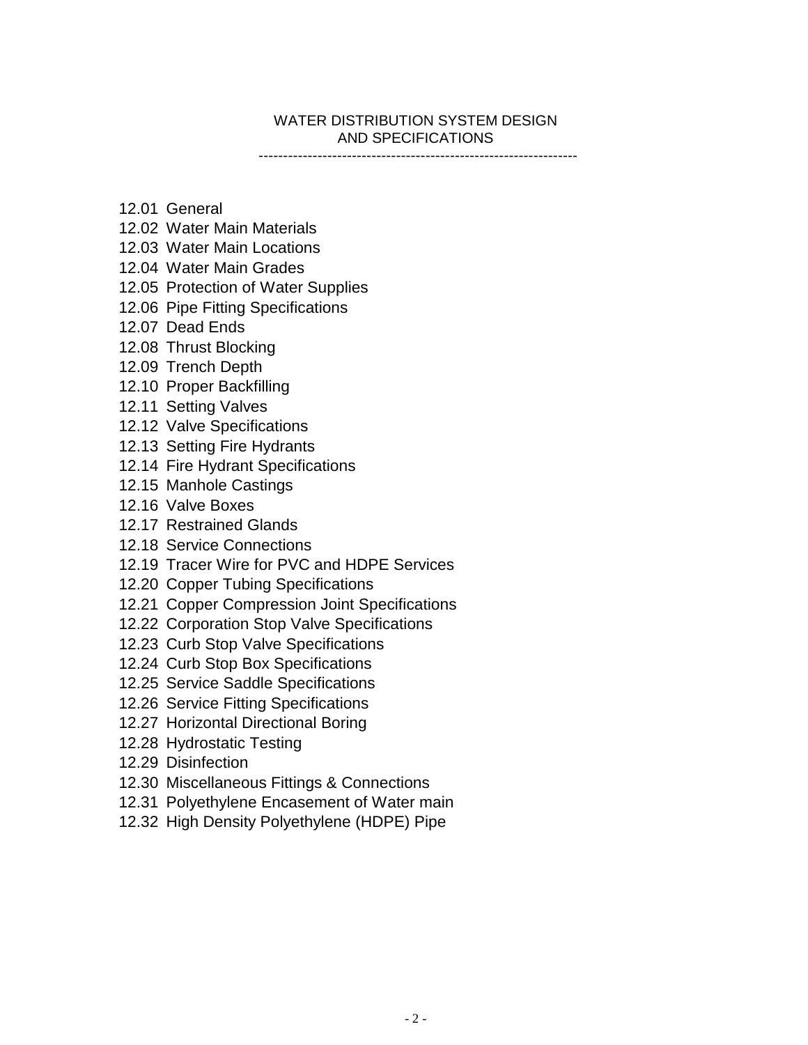# WATER DISTRIBUTION SYSTEM DESIGN AND SPECIFICATIONS

---

12.01 General
12.02 Water Main Materials
12.03 Water Main Locations
12.04 Water Main Grades
12.05 Protection of Water Supplies
12.06 Pipe Fitting Specifications
12.07 Dead Ends
12.08 Thrust Blocking
12.09 Trench Depth
12.10 Proper Backfilling
12.11 Setting Valves
12.12 Valve Specifications
12.13 Setting Fire Hydrants
12.14 Fire Hydrant Specifications
12.15 Manhole Castings
12.16 Valve Boxes
12.17 Restrained Glands
12.18 Service Connections
12.19 Tracer Wire for PVC and HDPE Services
12.20 Copper Tubing Specifications
12.21 Copper Compression Joint Specifications
12.22 Corporation Stop Valve Specifications
12.23 Curb Stop Valve Specifications
12.24 Curb Stop Box Specifications
12.25 Service Saddle Specifications
12.26 Service Fitting Specifications
12.27 Horizontal Directional Boring
12.28 Hydrostatic Testing
12.29 Disinfection
12.30 Miscellaneous Fittings & Connections
12.31 Polyethylene Encasement of Water main
12.32 High Density Polyethylene (HDPE) Pipe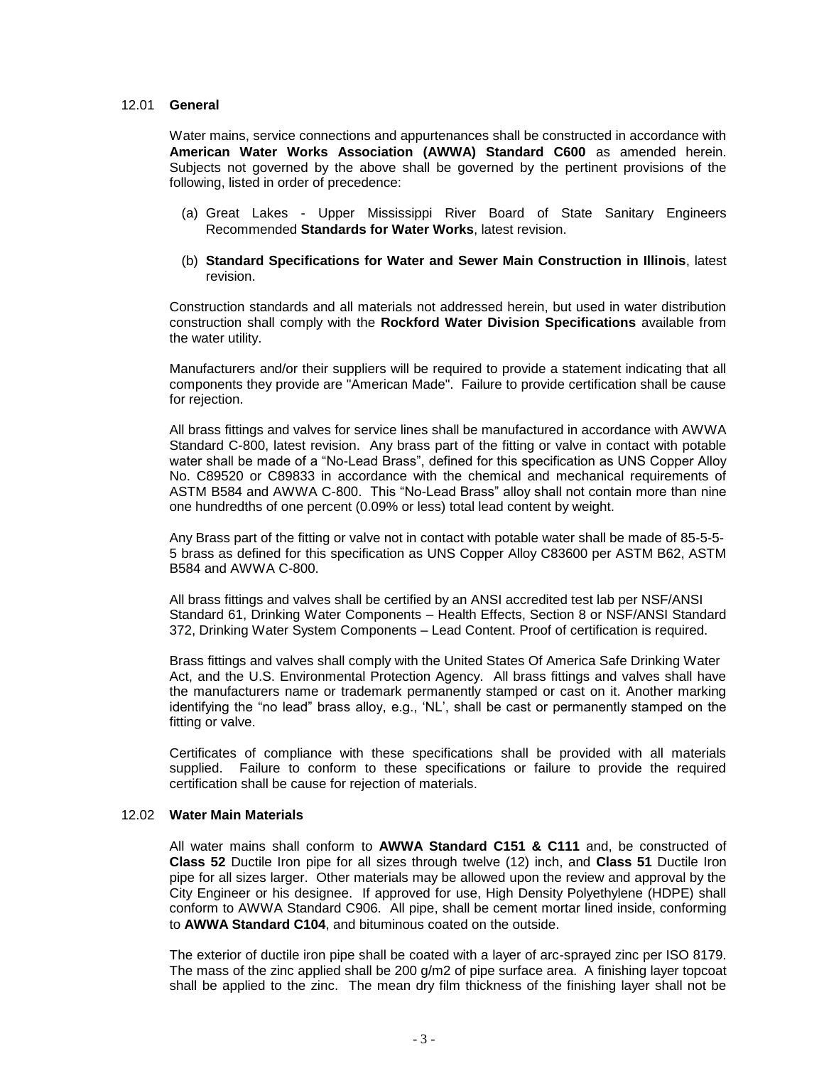## 12.01 **General**

Water mains, service connections and appurtenances shall be constructed in accordance with **American Water Works Association (AWWA) Standard C600** as amended herein. Subjects not governed by the above shall be governed by the pertinent provisions of the following, listed in order of precedence:

(a) Great Lakes - Upper Mississippi River Board of State Sanitary Engineers Recommended **Standards for Water Works**, latest revision.

(b) **Standard Specifications for Water and Sewer Main Construction in Illinois**, latest revision.

Construction standards and all materials not addressed herein, but used in water distribution construction shall comply with the **Rockford Water Division Specifications** available from the water utility.

Manufacturers and/or their suppliers will be required to provide a statement indicating that all components they provide are "American Made". Failure to provide certification shall be cause for rejection.

All brass fittings and valves for service lines shall be manufactured in accordance with AWWA Standard C-800, latest revision. Any brass part of the fitting or valve in contact with potable water shall be made of a "No-Lead Brass", defined for this specification as UNS Copper Alloy No. C89520 or C89833 in accordance with the chemical and mechanical requirements of ASTM B584 and AWWA C-800. This "No-Lead Brass" alloy shall not contain more than nine one hundredths of one percent (0.09% or less) total lead content by weight.

Any Brass part of the fitting or valve not in contact with potable water shall be made of 85-5-5-5 brass as defined for this specification as UNS Copper Alloy C83600 per ASTM B62, ASTM B584 and AWWA C-800.

All brass fittings and valves shall be certified by an ANSI accredited test lab per NSF/ANSI Standard 61, Drinking Water Components – Health Effects, Section 8 or NSF/ANSI Standard 372, Drinking Water System Components – Lead Content. Proof of certification is required.

Brass fittings and valves shall comply with the United States Of America Safe Drinking Water Act, and the U.S. Environmental Protection Agency. All brass fittings and valves shall have the manufacturers name or trademark permanently stamped or cast on it. Another marking identifying the "no lead" brass alloy, e.g., 'NL', shall be cast or permanently stamped on the fitting or valve.

Certificates of compliance with these specifications shall be provided with all materials supplied. Failure to conform to these specifications or failure to provide the required certification shall be cause for rejection of materials.

## 12.02 **Water Main Materials**

All water mains shall conform to **AWWA Standard C151 & C111** and, be constructed of **Class 52** Ductile Iron pipe for all sizes through twelve (12) inch, and **Class 51** Ductile Iron pipe for all sizes larger. Other materials may be allowed upon the review and approval by the City Engineer or his designee. If approved for use, High Density Polyethylene (HDPE) shall conform to AWWA Standard C906. All pipe, shall be cement mortar lined inside, conforming to **AWWA Standard C104**, and bituminous coated on the outside.

The exterior of ductile iron pipe shall be coated with a layer of arc-sprayed zinc per ISO 8179. The mass of the zinc applied shall be 200 g/m2 of pipe surface area. A finishing layer topcoat shall be applied to the zinc. The mean dry film thickness of the finishing layer shall not be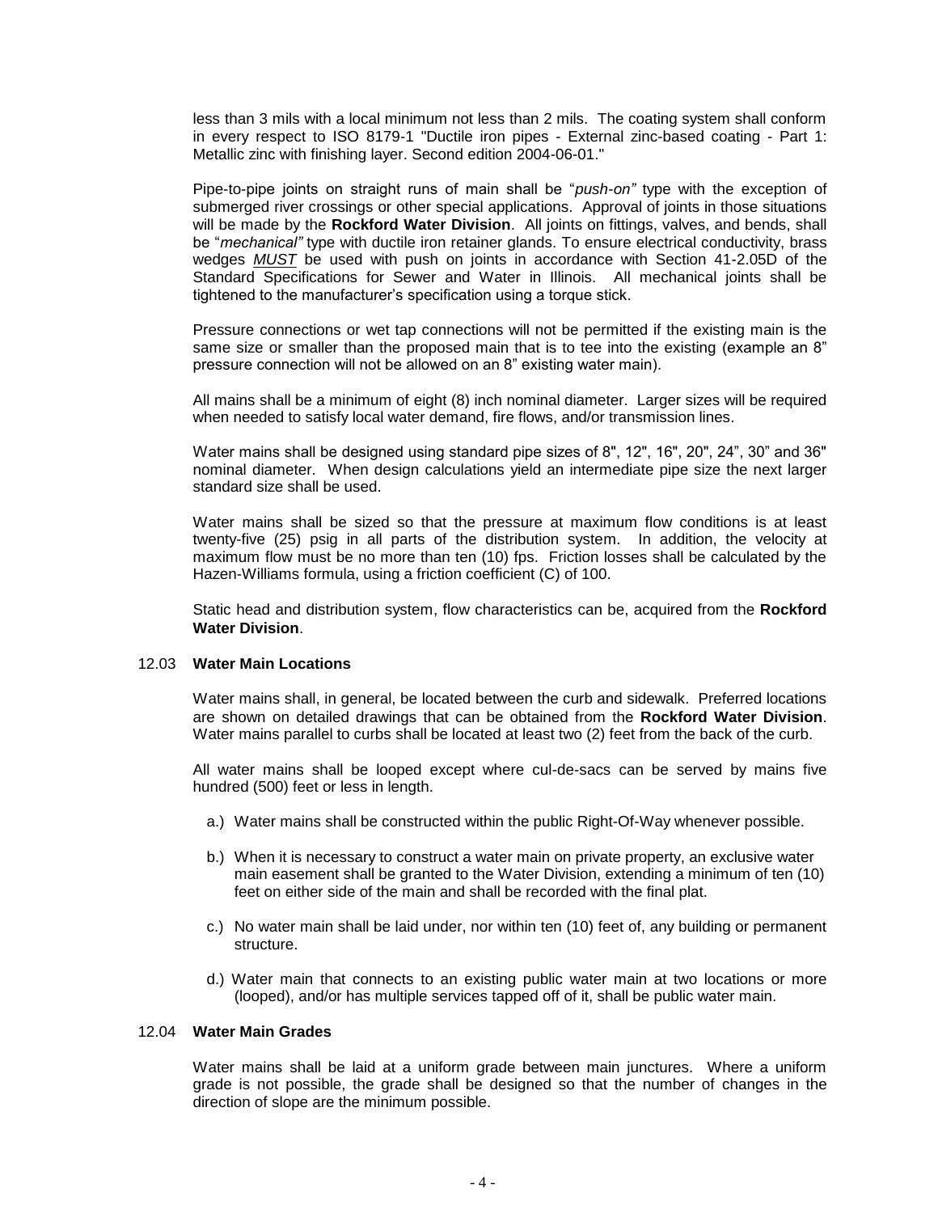less than 3 mils with a local minimum not less than 2 mils. The coating system shall conform in every respect to ISO 8179-1 "Ductile iron pipes - External zinc-based coating - Part 1: Metallic zinc with finishing layer. Second edition 2004-06-01."

Pipe-to-pipe joints on straight runs of main shall be "*push-on"* type with the exception of submerged river crossings or other special applications. Approval of joints in those situations will be made by the **Rockford Water Division**. All joints on fittings, valves, and bends, shall be "*mechanical"* type with ductile iron retainer glands. To ensure electrical conductivity, brass wedges ***MUST*** be used with push on joints in accordance with Section 41-2.05D of the Standard Specifications for Sewer and Water in Illinois. All mechanical joints shall be tightened to the manufacturer's specification using a torque stick.

Pressure connections or wet tap connections will not be permitted if the existing main is the same size or smaller than the proposed main that is to tee into the existing (example an 8" pressure connection will not be allowed on an 8" existing water main).

All mains shall be a minimum of eight (8) inch nominal diameter. Larger sizes will be required when needed to satisfy local water demand, fire flows, and/or transmission lines.

Water mains shall be designed using standard pipe sizes of 8", 12", 16", 20", 24", 30" and 36" nominal diameter. When design calculations yield an intermediate pipe size the next larger standard size shall be used.

Water mains shall be sized so that the pressure at maximum flow conditions is at least twenty-five (25) psig in all parts of the distribution system. In addition, the velocity at maximum flow must be no more than ten (10) fps. Friction losses shall be calculated by the Hazen-Williams formula, using a friction coefficient (C) of 100.

Static head and distribution system, flow characteristics can be, acquired from the **Rockford Water Division**.

## 12.03 **Water Main Locations**

Water mains shall, in general, be located between the curb and sidewalk. Preferred locations are shown on detailed drawings that can be obtained from the **Rockford Water Division**. Water mains parallel to curbs shall be located at least two (2) feet from the back of the curb.

All water mains shall be looped except where cul-de-sacs can be served by mains five hundred (500) feet or less in length.

a.) Water mains shall be constructed within the public Right-Of-Way whenever possible.

b.) When it is necessary to construct a water main on private property, an exclusive water main easement shall be granted to the Water Division, extending a minimum of ten (10) feet on either side of the main and shall be recorded with the final plat.

c.) No water main shall be laid under, nor within ten (10) feet of, any building or permanent structure.

d.) Water main that connects to an existing public water main at two locations or more (looped), and/or has multiple services tapped off of it, shall be public water main.

## 12.04 **Water Main Grades**

Water mains shall be laid at a uniform grade between main junctures. Where a uniform grade is not possible, the grade shall be designed so that the number of changes in the direction of slope are the minimum possible.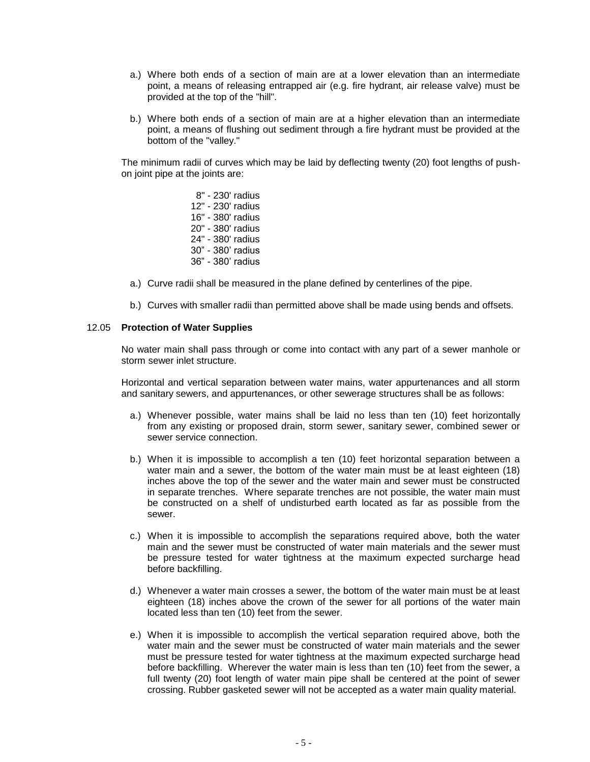a.) Where both ends of a section of main are at a lower elevation than an intermediate point, a means of releasing entrapped air (e.g. fire hydrant, air release valve) must be provided at the top of the "hill".

b.) Where both ends of a section of main are at a higher elevation than an intermediate point, a means of flushing out sediment through a fire hydrant must be provided at the bottom of the "valley."

The minimum radii of curves which may be laid by deflecting twenty (20) foot lengths of push-on joint pipe at the joints are:

8" - 230' radius
12" - 230' radius
16" - 380' radius
20" - 380' radius
24" - 380' radius
30" - 380' radius
36" - 380' radius

a.) Curve radii shall be measured in the plane defined by centerlines of the pipe.

b.) Curves with smaller radii than permitted above shall be made using bends and offsets.

## 12.05 **Protection of Water Supplies**

No water main shall pass through or come into contact with any part of a sewer manhole or storm sewer inlet structure.

Horizontal and vertical separation between water mains, water appurtenances and all storm and sanitary sewers, and appurtenances, or other sewerage structures shall be as follows:

a.) Whenever possible, water mains shall be laid no less than ten (10) feet horizontally from any existing or proposed drain, storm sewer, sanitary sewer, combined sewer or sewer service connection.

b.) When it is impossible to accomplish a ten (10) feet horizontal separation between a water main and a sewer, the bottom of the water main must be at least eighteen (18) inches above the top of the sewer and the water main and sewer must be constructed in separate trenches. Where separate trenches are not possible, the water main must be constructed on a shelf of undisturbed earth located as far as possible from the sewer.

c.) When it is impossible to accomplish the separations required above, both the water main and the sewer must be constructed of water main materials and the sewer must be pressure tested for water tightness at the maximum expected surcharge head before backfilling.

d.) Whenever a water main crosses a sewer, the bottom of the water main must be at least eighteen (18) inches above the crown of the sewer for all portions of the water main located less than ten (10) feet from the sewer.

e.) When it is impossible to accomplish the vertical separation required above, both the water main and the sewer must be constructed of water main materials and the sewer must be pressure tested for water tightness at the maximum expected surcharge head before backfilling. Wherever the water main is less than ten (10) feet from the sewer, a full twenty (20) foot length of water main pipe shall be centered at the point of sewer crossing. Rubber gasketed sewer will not be accepted as a water main quality material.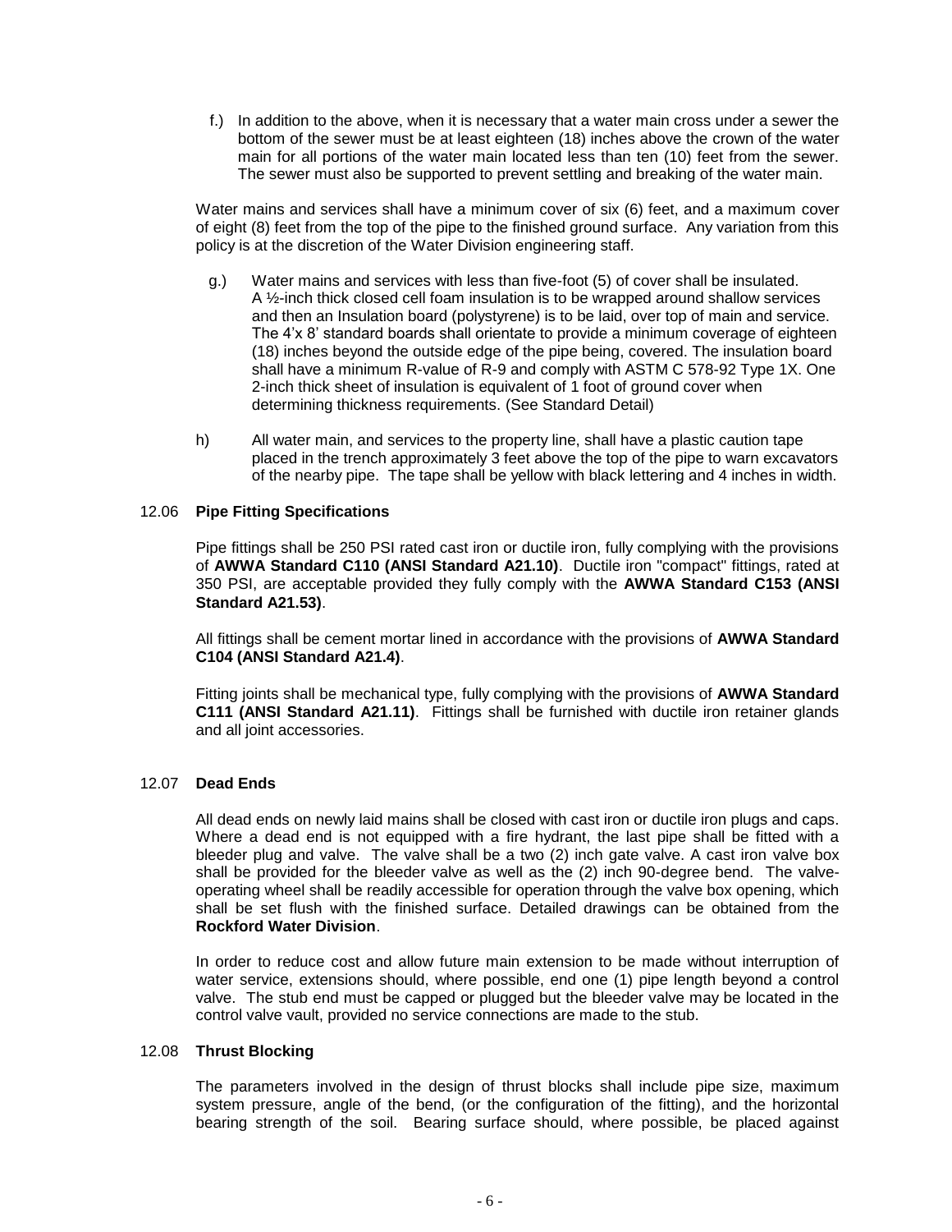f.) In addition to the above, when it is necessary that a water main cross under a sewer the bottom of the sewer must be at least eighteen (18) inches above the crown of the water main for all portions of the water main located less than ten (10) feet from the sewer. The sewer must also be supported to prevent settling and breaking of the water main.

Water mains and services shall have a minimum cover of six (6) feet, and a maximum cover of eight (8) feet from the top of the pipe to the finished ground surface. Any variation from this policy is at the discretion of the Water Division engineering staff.

g.) Water mains and services with less than five-foot (5) of cover shall be insulated. A ½-inch thick closed cell foam insulation is to be wrapped around shallow services and then an Insulation board (polystyrene) is to be laid, over top of main and service. The 4'x 8' standard boards shall orientate to provide a minimum coverage of eighteen (18) inches beyond the outside edge of the pipe being, covered. The insulation board shall have a minimum R-value of R-9 and comply with ASTM C 578-92 Type 1X. One 2-inch thick sheet of insulation is equivalent of 1 foot of ground cover when determining thickness requirements. (See Standard Detail)

h) All water main, and services to the property line, shall have a plastic caution tape placed in the trench approximately 3 feet above the top of the pipe to warn excavators of the nearby pipe. The tape shall be yellow with black lettering and 4 inches in width.

## 12.06 **Pipe Fitting Specifications**

Pipe fittings shall be 250 PSI rated cast iron or ductile iron, fully complying with the provisions of **AWWA Standard C110 (ANSI Standard A21.10)**. Ductile iron "compact" fittings, rated at 350 PSI, are acceptable provided they fully comply with the **AWWA Standard C153 (ANSI Standard A21.53)**.

All fittings shall be cement mortar lined in accordance with the provisions of **AWWA Standard C104 (ANSI Standard A21.4)**.

Fitting joints shall be mechanical type, fully complying with the provisions of **AWWA Standard C111 (ANSI Standard A21.11)**. Fittings shall be furnished with ductile iron retainer glands and all joint accessories.

## 12.07 **Dead Ends**

All dead ends on newly laid mains shall be closed with cast iron or ductile iron plugs and caps. Where a dead end is not equipped with a fire hydrant, the last pipe shall be fitted with a bleeder plug and valve. The valve shall be a two (2) inch gate valve. A cast iron valve box shall be provided for the bleeder valve as well as the (2) inch 90-degree bend. The valve-operating wheel shall be readily accessible for operation through the valve box opening, which shall be set flush with the finished surface. Detailed drawings can be obtained from the **Rockford Water Division**.

In order to reduce cost and allow future main extension to be made without interruption of water service, extensions should, where possible, end one (1) pipe length beyond a control valve. The stub end must be capped or plugged but the bleeder valve may be located in the control valve vault, provided no service connections are made to the stub.

## 12.08 **Thrust Blocking**

The parameters involved in the design of thrust blocks shall include pipe size, maximum system pressure, angle of the bend, (or the configuration of the fitting), and the horizontal bearing strength of the soil. Bearing surface should, where possible, be placed against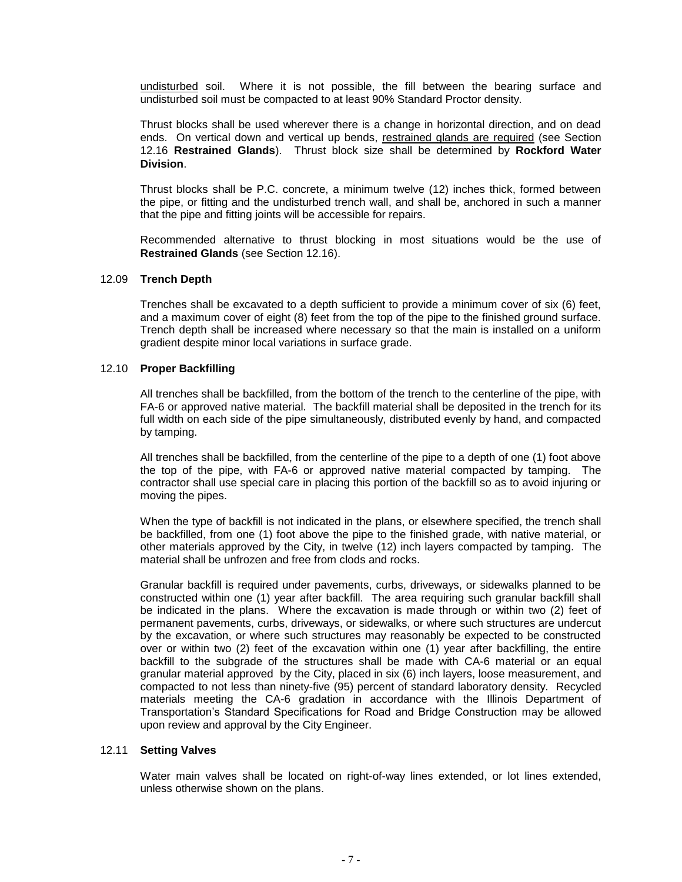undisturbed soil. Where it is not possible, the fill between the bearing surface and undisturbed soil must be compacted to at least 90% Standard Proctor density.

Thrust blocks shall be used wherever there is a change in horizontal direction, and on dead ends. On vertical down and vertical up bends, restrained glands are required (see Section 12.16 **Restrained Glands**). Thrust block size shall be determined by **Rockford Water Division**.

Thrust blocks shall be P.C. concrete, a minimum twelve (12) inches thick, formed between the pipe, or fitting and the undisturbed trench wall, and shall be, anchored in such a manner that the pipe and fitting joints will be accessible for repairs.

Recommended alternative to thrust blocking in most situations would be the use of **Restrained Glands** (see Section 12.16).

### 12.09 **Trench Depth**

Trenches shall be excavated to a depth sufficient to provide a minimum cover of six (6) feet, and a maximum cover of eight (8) feet from the top of the pipe to the finished ground surface. Trench depth shall be increased where necessary so that the main is installed on a uniform gradient despite minor local variations in surface grade.

### 12.10 **Proper Backfilling**

All trenches shall be backfilled, from the bottom of the trench to the centerline of the pipe, with FA-6 or approved native material. The backfill material shall be deposited in the trench for its full width on each side of the pipe simultaneously, distributed evenly by hand, and compacted by tamping.

All trenches shall be backfilled, from the centerline of the pipe to a depth of one (1) foot above the top of the pipe, with FA-6 or approved native material compacted by tamping. The contractor shall use special care in placing this portion of the backfill so as to avoid injuring or moving the pipes.

When the type of backfill is not indicated in the plans, or elsewhere specified, the trench shall be backfilled, from one (1) foot above the pipe to the finished grade, with native material, or other materials approved by the City, in twelve (12) inch layers compacted by tamping. The material shall be unfrozen and free from clods and rocks.

Granular backfill is required under pavements, curbs, driveways, or sidewalks planned to be constructed within one (1) year after backfill. The area requiring such granular backfill shall be indicated in the plans. Where the excavation is made through or within two (2) feet of permanent pavements, curbs, driveways, or sidewalks, or where such structures are undercut by the excavation, or where such structures may reasonably be expected to be constructed over or within two (2) feet of the excavation within one (1) year after backfilling, the entire backfill to the subgrade of the structures shall be made with CA-6 material or an equal granular material approved by the City, placed in six (6) inch layers, loose measurement, and compacted to not less than ninety-five (95) percent of standard laboratory density. Recycled materials meeting the CA-6 gradation in accordance with the Illinois Department of Transportation's Standard Specifications for Road and Bridge Construction may be allowed upon review and approval by the City Engineer.

### 12.11 **Setting Valves**

Water main valves shall be located on right-of-way lines extended, or lot lines extended, unless otherwise shown on the plans.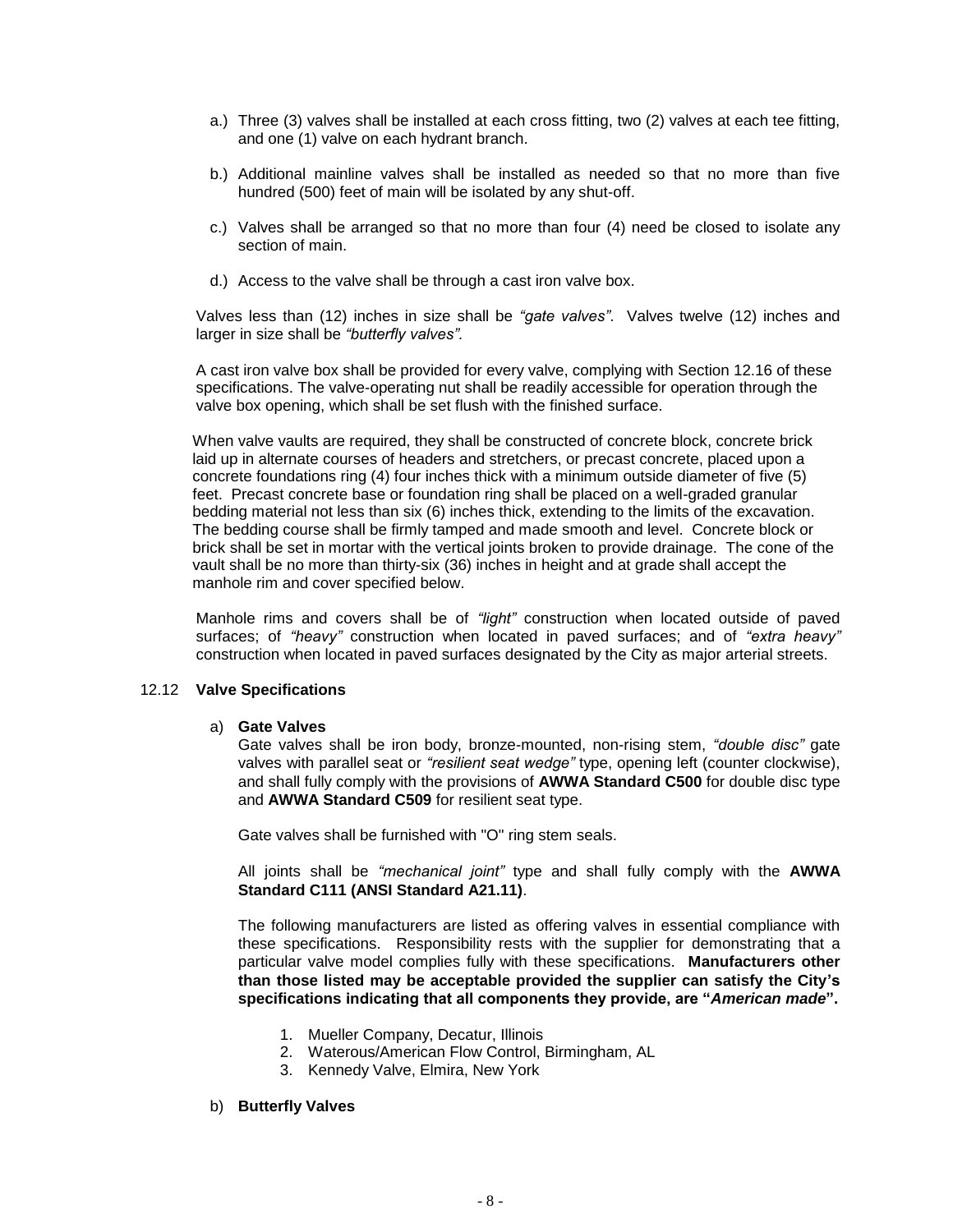a.) Three (3) valves shall be installed at each cross fitting, two (2) valves at each tee fitting, and one (1) valve on each hydrant branch.

b.) Additional mainline valves shall be installed as needed so that no more than five hundred (500) feet of main will be isolated by any shut-off.

c.) Valves shall be arranged so that no more than four (4) need be closed to isolate any section of main.

d.) Access to the valve shall be through a cast iron valve box.

Valves less than (12) inches in size shall be *"gate valves"*. Valves twelve (12) inches and larger in size shall be *"butterfly valves"*.

A cast iron valve box shall be provided for every valve, complying with Section 12.16 of these specifications. The valve-operating nut shall be readily accessible for operation through the valve box opening, which shall be set flush with the finished surface.

When valve vaults are required, they shall be constructed of concrete block, concrete brick laid up in alternate courses of headers and stretchers, or precast concrete, placed upon a concrete foundations ring (4) four inches thick with a minimum outside diameter of five (5) feet. Precast concrete base or foundation ring shall be placed on a well-graded granular bedding material not less than six (6) inches thick, extending to the limits of the excavation. The bedding course shall be firmly tamped and made smooth and level. Concrete block or brick shall be set in mortar with the vertical joints broken to provide drainage. The cone of the vault shall be no more than thirty-six (36) inches in height and at grade shall accept the manhole rim and cover specified below.

Manhole rims and covers shall be of *"light"* construction when located outside of paved surfaces; of *"heavy"* construction when located in paved surfaces; and of *"extra heavy"* construction when located in paved surfaces designated by the City as major arterial streets.

## 12.12 **Valve Specifications**

a) **Gate Valves**

Gate valves shall be iron body, bronze-mounted, non-rising stem, *"double disc"* gate valves with parallel seat or *"resilient seat wedge"* type, opening left (counter clockwise), and shall fully comply with the provisions of **AWWA Standard C500** for double disc type and **AWWA Standard C509** for resilient seat type.

Gate valves shall be furnished with "O" ring stem seals.

All joints shall be *"mechanical joint"* type and shall fully comply with the **AWWA Standard C111 (ANSI Standard A21.11)**.

The following manufacturers are listed as offering valves in essential compliance with these specifications. Responsibility rests with the supplier for demonstrating that a particular valve model complies fully with these specifications. **Manufacturers other than those listed may be acceptable provided the supplier can satisfy the City's specifications indicating that all components they provide, are "*American made*".**

1. Mueller Company, Decatur, Illinois
2. Waterous/American Flow Control, Birmingham, AL
3. Kennedy Valve, Elmira, New York

b) **Butterfly Valves**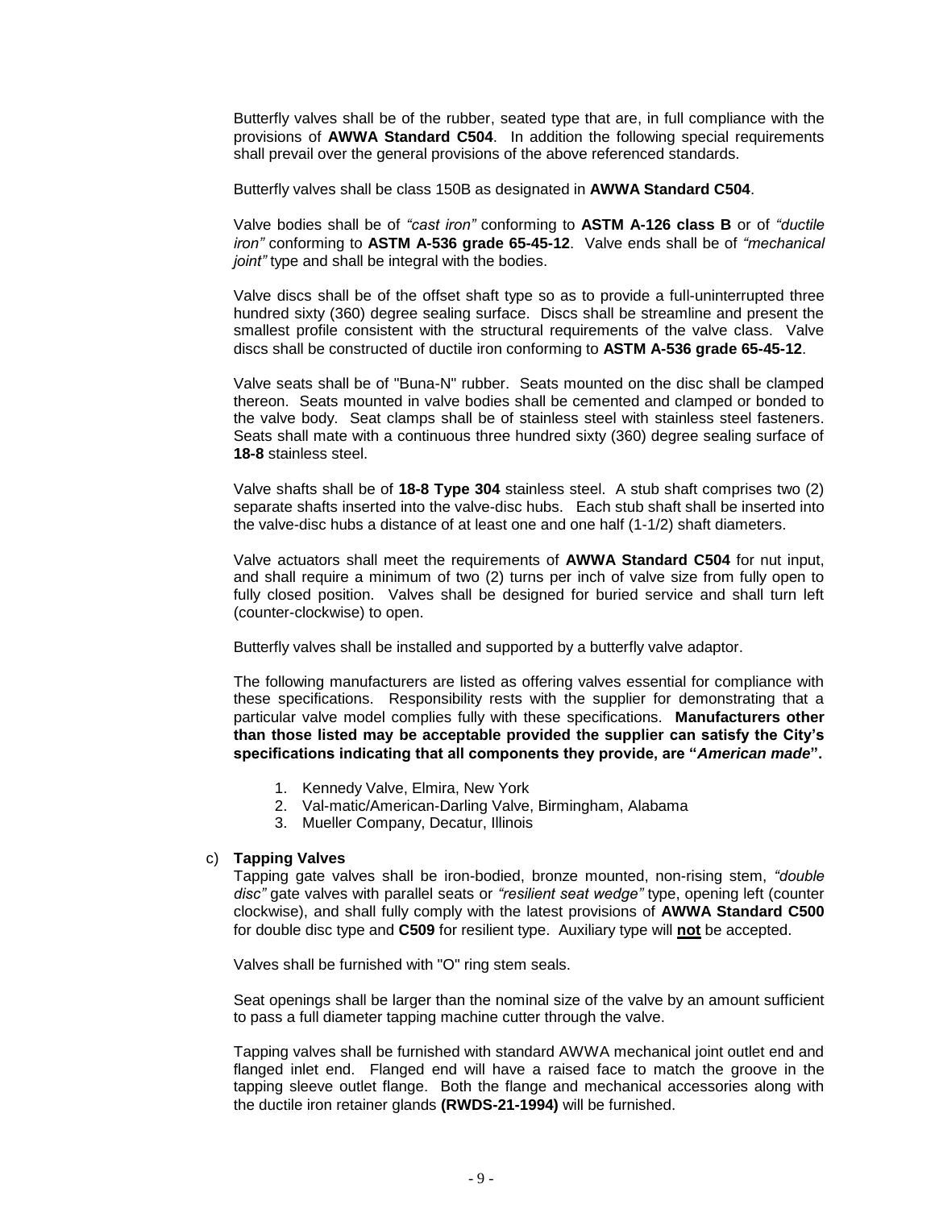Butterfly valves shall be of the rubber, seated type that are, in full compliance with the provisions of **AWWA Standard C504**. In addition the following special requirements shall prevail over the general provisions of the above referenced standards.

Butterfly valves shall be class 150B as designated in **AWWA Standard C504**.

Valve bodies shall be of *"cast iron"* conforming to **ASTM A-126 class B** or of *"ductile iron"* conforming to **ASTM A-536 grade 65-45-12**. Valve ends shall be of *"mechanical joint"* type and shall be integral with the bodies.

Valve discs shall be of the offset shaft type so as to provide a full-uninterrupted three hundred sixty (360) degree sealing surface. Discs shall be streamline and present the smallest profile consistent with the structural requirements of the valve class. Valve discs shall be constructed of ductile iron conforming to **ASTM A-536 grade 65-45-12**.

Valve seats shall be of "Buna-N" rubber. Seats mounted on the disc shall be clamped thereon. Seats mounted in valve bodies shall be cemented and clamped or bonded to the valve body. Seat clamps shall be of stainless steel with stainless steel fasteners. Seats shall mate with a continuous three hundred sixty (360) degree sealing surface of **18-8** stainless steel.

Valve shafts shall be of **18-8 Type 304** stainless steel. A stub shaft comprises two (2) separate shafts inserted into the valve-disc hubs. Each stub shaft shall be inserted into the valve-disc hubs a distance of at least one and one half (1-1/2) shaft diameters.

Valve actuators shall meet the requirements of **AWWA Standard C504** for nut input, and shall require a minimum of two (2) turns per inch of valve size from fully open to fully closed position. Valves shall be designed for buried service and shall turn left (counter-clockwise) to open.

Butterfly valves shall be installed and supported by a butterfly valve adaptor.

The following manufacturers are listed as offering valves essential for compliance with these specifications. Responsibility rests with the supplier for demonstrating that a particular valve model complies fully with these specifications. **Manufacturers other than those listed may be acceptable provided the supplier can satisfy the City's specifications indicating that all components they provide, are "*American made*".**

1. Kennedy Valve, Elmira, New York
2. Val-matic/American-Darling Valve, Birmingham, Alabama
3. Mueller Company, Decatur, Illinois

c) **Tapping Valves**

Tapping gate valves shall be iron-bodied, bronze mounted, non-rising stem, *"double disc"* gate valves with parallel seats or *"resilient seat wedge"* type, opening left (counter clockwise), and shall fully comply with the latest provisions of **AWWA Standard C500** for double disc type and **C509** for resilient type. Auxiliary type will **not** be accepted.

Valves shall be furnished with "O" ring stem seals.

Seat openings shall be larger than the nominal size of the valve by an amount sufficient to pass a full diameter tapping machine cutter through the valve.

Tapping valves shall be furnished with standard AWWA mechanical joint outlet end and flanged inlet end. Flanged end will have a raised face to match the groove in the tapping sleeve outlet flange. Both the flange and mechanical accessories along with the ductile iron retainer glands **(RWDS-21-1994)** will be furnished.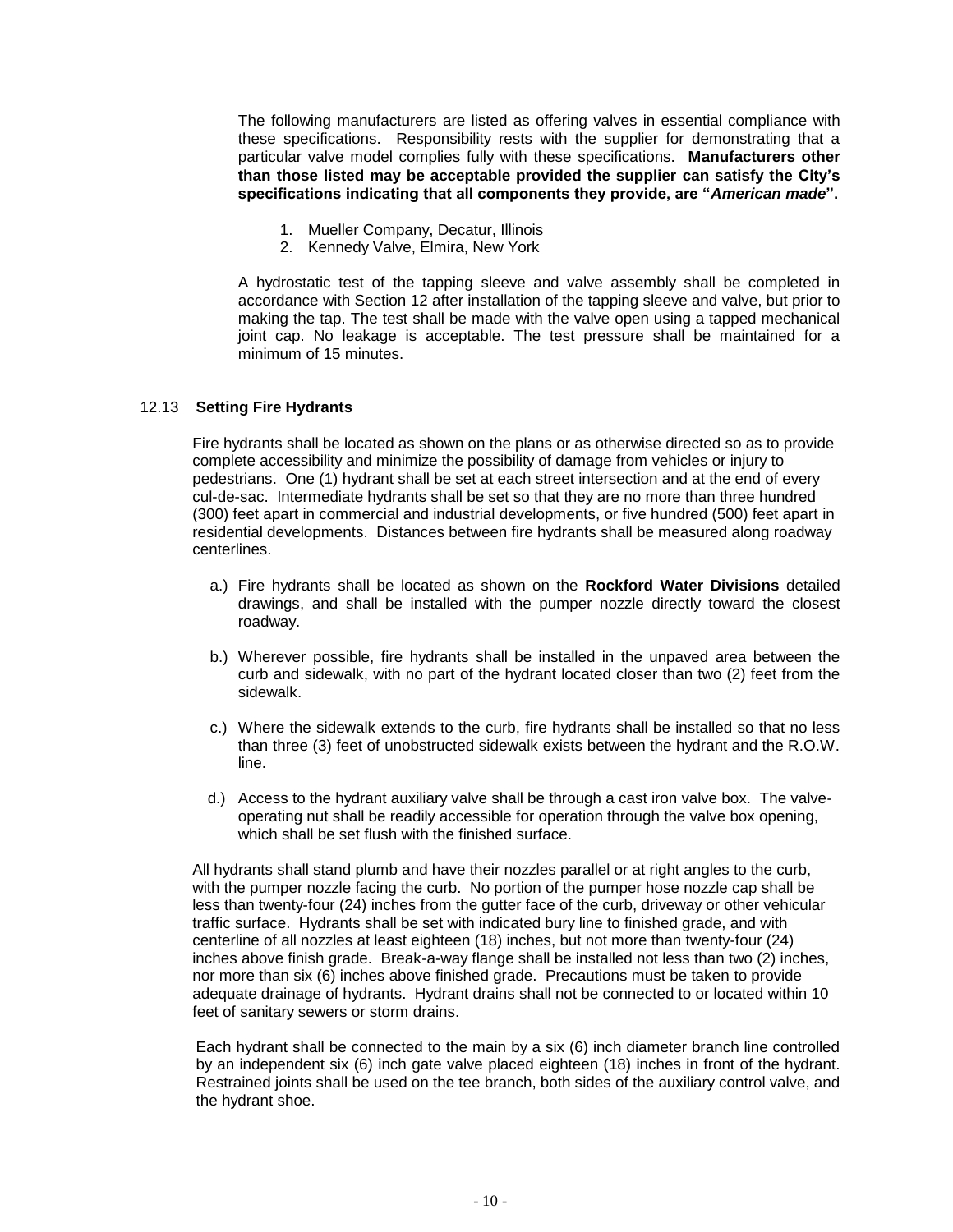The following manufacturers are listed as offering valves in essential compliance with these specifications. Responsibility rests with the supplier for demonstrating that a particular valve model complies fully with these specifications. **Manufacturers other than those listed may be acceptable provided the supplier can satisfy the City's specifications indicating that all components they provide, are "*American made*".**

1. Mueller Company, Decatur, Illinois
2. Kennedy Valve, Elmira, New York

A hydrostatic test of the tapping sleeve and valve assembly shall be completed in accordance with Section 12 after installation of the tapping sleeve and valve, but prior to making the tap. The test shall be made with the valve open using a tapped mechanical joint cap. No leakage is acceptable. The test pressure shall be maintained for a minimum of 15 minutes.

### 12.13 **Setting Fire Hydrants**

Fire hydrants shall be located as shown on the plans or as otherwise directed so as to provide complete accessibility and minimize the possibility of damage from vehicles or injury to pedestrians. One (1) hydrant shall be set at each street intersection and at the end of every cul-de-sac. Intermediate hydrants shall be set so that they are no more than three hundred (300) feet apart in commercial and industrial developments, or five hundred (500) feet apart in residential developments. Distances between fire hydrants shall be measured along roadway centerlines.

a.) Fire hydrants shall be located as shown on the **Rockford Water Divisions** detailed drawings, and shall be installed with the pumper nozzle directly toward the closest roadway.

b.) Wherever possible, fire hydrants shall be installed in the unpaved area between the curb and sidewalk, with no part of the hydrant located closer than two (2) feet from the sidewalk.

c.) Where the sidewalk extends to the curb, fire hydrants shall be installed so that no less than three (3) feet of unobstructed sidewalk exists between the hydrant and the R.O.W. line.

d.) Access to the hydrant auxiliary valve shall be through a cast iron valve box. The valve-operating nut shall be readily accessible for operation through the valve box opening, which shall be set flush with the finished surface.

All hydrants shall stand plumb and have their nozzles parallel or at right angles to the curb, with the pumper nozzle facing the curb. No portion of the pumper hose nozzle cap shall be less than twenty-four (24) inches from the gutter face of the curb, driveway or other vehicular traffic surface. Hydrants shall be set with indicated bury line to finished grade, and with centerline of all nozzles at least eighteen (18) inches, but not more than twenty-four (24) inches above finish grade. Break-a-way flange shall be installed not less than two (2) inches, nor more than six (6) inches above finished grade. Precautions must be taken to provide adequate drainage of hydrants. Hydrant drains shall not be connected to or located within 10 feet of sanitary sewers or storm drains.

Each hydrant shall be connected to the main by a six (6) inch diameter branch line controlled by an independent six (6) inch gate valve placed eighteen (18) inches in front of the hydrant. Restrained joints shall be used on the tee branch, both sides of the auxiliary control valve, and the hydrant shoe.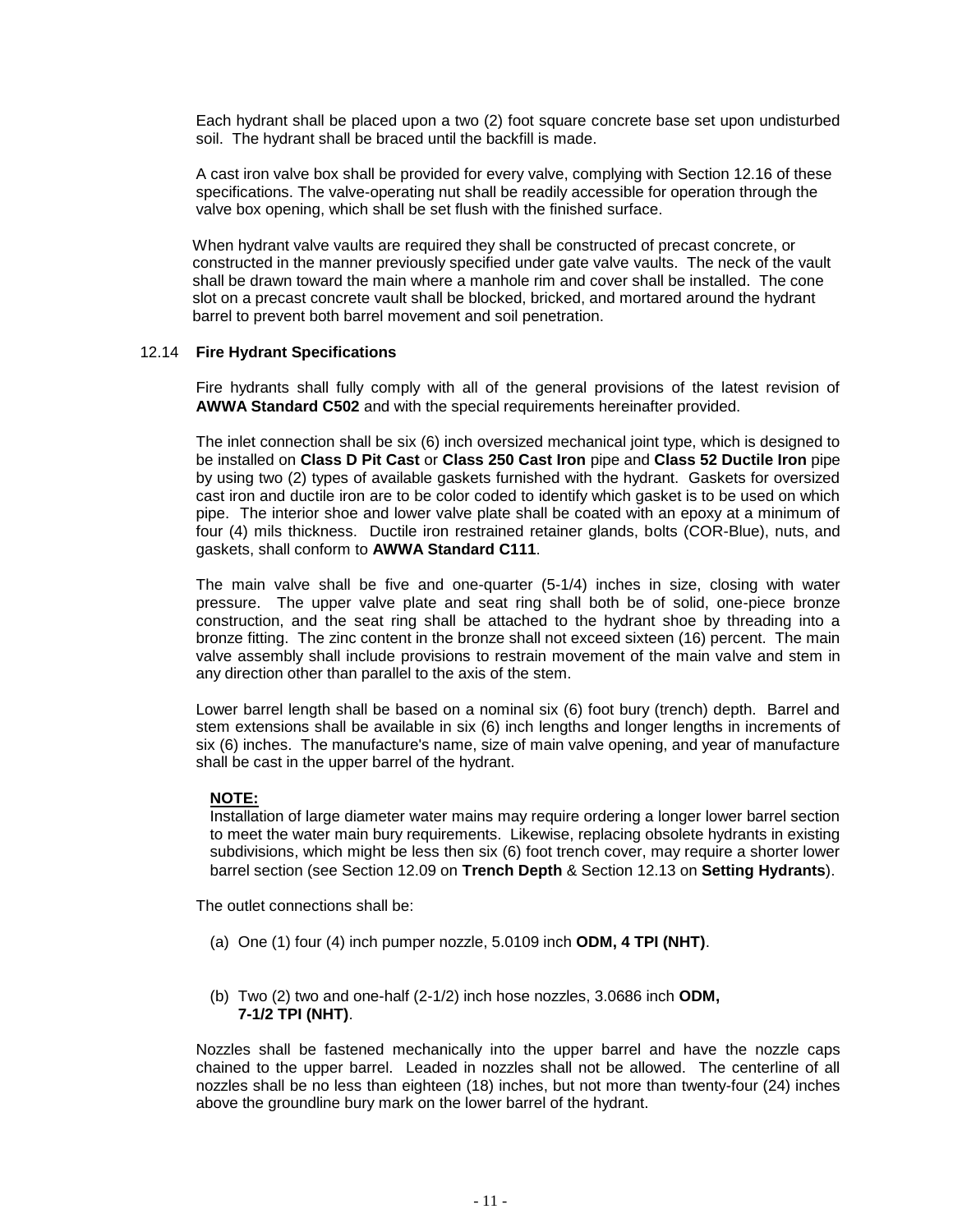Each hydrant shall be placed upon a two (2) foot square concrete base set upon undisturbed soil. The hydrant shall be braced until the backfill is made.

A cast iron valve box shall be provided for every valve, complying with Section 12.16 of these specifications. The valve-operating nut shall be readily accessible for operation through the valve box opening, which shall be set flush with the finished surface.

When hydrant valve vaults are required they shall be constructed of precast concrete, or constructed in the manner previously specified under gate valve vaults. The neck of the vault shall be drawn toward the main where a manhole rim and cover shall be installed. The cone slot on a precast concrete vault shall be blocked, bricked, and mortared around the hydrant barrel to prevent both barrel movement and soil penetration.

## 12.14 **Fire Hydrant Specifications**

Fire hydrants shall fully comply with all of the general provisions of the latest revision of **AWWA Standard C502** and with the special requirements hereinafter provided.

The inlet connection shall be six (6) inch oversized mechanical joint type, which is designed to be installed on **Class D Pit Cast** or **Class 250 Cast Iron** pipe and **Class 52 Ductile Iron** pipe by using two (2) types of available gaskets furnished with the hydrant. Gaskets for oversized cast iron and ductile iron are to be color coded to identify which gasket is to be used on which pipe. The interior shoe and lower valve plate shall be coated with an epoxy at a minimum of four (4) mils thickness. Ductile iron restrained retainer glands, bolts (COR-Blue), nuts, and gaskets, shall conform to **AWWA Standard C111**.

The main valve shall be five and one-quarter (5-1/4) inches in size, closing with water pressure. The upper valve plate and seat ring shall both be of solid, one-piece bronze construction, and the seat ring shall be attached to the hydrant shoe by threading into a bronze fitting. The zinc content in the bronze shall not exceed sixteen (16) percent. The main valve assembly shall include provisions to restrain movement of the main valve and stem in any direction other than parallel to the axis of the stem.

Lower barrel length shall be based on a nominal six (6) foot bury (trench) depth. Barrel and stem extensions shall be available in six (6) inch lengths and longer lengths in increments of six (6) inches. The manufacture's name, size of main valve opening, and year of manufacture shall be cast in the upper barrel of the hydrant.

**NOTE:**
Installation of large diameter water mains may require ordering a longer lower barrel section to meet the water main bury requirements. Likewise, replacing obsolete hydrants in existing subdivisions, which might be less then six (6) foot trench cover, may require a shorter lower barrel section (see Section 12.09 on **Trench Depth** & Section 12.13 on **Setting Hydrants**).

The outlet connections shall be:

(a) One (1) four (4) inch pumper nozzle, 5.0109 inch **ODM, 4 TPI (NHT)**.

(b) Two (2) two and one-half (2-1/2) inch hose nozzles, 3.0686 inch **ODM, 7-1/2 TPI (NHT)**.

Nozzles shall be fastened mechanically into the upper barrel and have the nozzle caps chained to the upper barrel. Leaded in nozzles shall not be allowed. The centerline of all nozzles shall be no less than eighteen (18) inches, but not more than twenty-four (24) inches above the groundline bury mark on the lower barrel of the hydrant.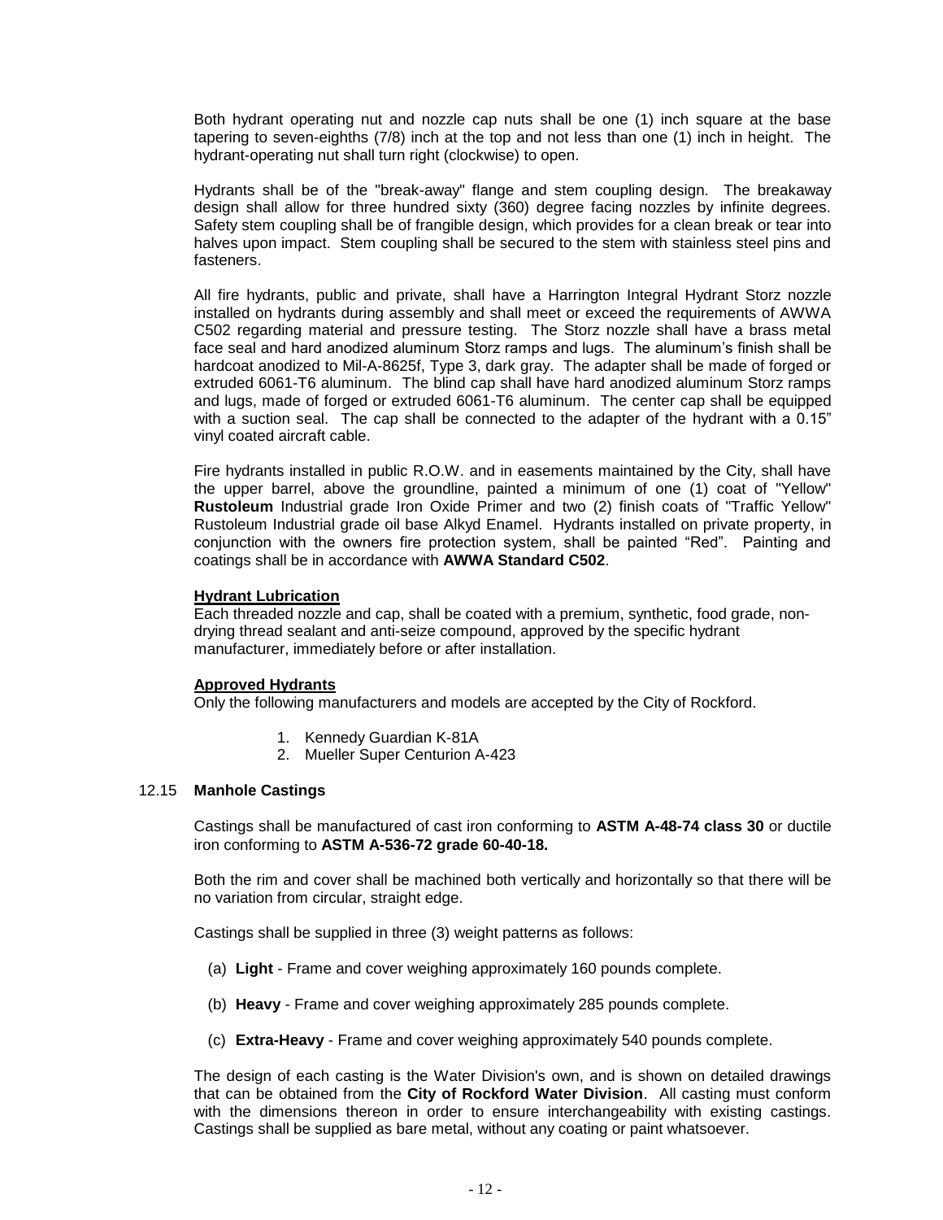Both hydrant operating nut and nozzle cap nuts shall be one (1) inch square at the base tapering to seven-eighths (7/8) inch at the top and not less than one (1) inch in height. The hydrant-operating nut shall turn right (clockwise) to open.

Hydrants shall be of the "break-away" flange and stem coupling design. The breakaway design shall allow for three hundred sixty (360) degree facing nozzles by infinite degrees. Safety stem coupling shall be of frangible design, which provides for a clean break or tear into halves upon impact. Stem coupling shall be secured to the stem with stainless steel pins and fasteners.

All fire hydrants, public and private, shall have a Harrington Integral Hydrant Storz nozzle installed on hydrants during assembly and shall meet or exceed the requirements of AWWA C502 regarding material and pressure testing. The Storz nozzle shall have a brass metal face seal and hard anodized aluminum Storz ramps and lugs. The aluminum's finish shall be hardcoat anodized to Mil-A-8625f, Type 3, dark gray. The adapter shall be made of forged or extruded 6061-T6 aluminum. The blind cap shall have hard anodized aluminum Storz ramps and lugs, made of forged or extruded 6061-T6 aluminum. The center cap shall be equipped with a suction seal. The cap shall be connected to the adapter of the hydrant with a 0.15" vinyl coated aircraft cable.

Fire hydrants installed in public R.O.W. and in easements maintained by the City, shall have the upper barrel, above the groundline, painted a minimum of one (1) coat of "Yellow" **Rustoleum** Industrial grade Iron Oxide Primer and two (2) finish coats of "Traffic Yellow" Rustoleum Industrial grade oil base Alkyd Enamel. Hydrants installed on private property, in conjunction with the owners fire protection system, shall be painted "Red". Painting and coatings shall be in accordance with **AWWA Standard C502**.

**Hydrant Lubrication**

Each threaded nozzle and cap, shall be coated with a premium, synthetic, food grade, non-drying thread sealant and anti-seize compound, approved by the specific hydrant manufacturer, immediately before or after installation.

**Approved Hydrants**

Only the following manufacturers and models are accepted by the City of Rockford.

1. Kennedy Guardian K-81A
2. Mueller Super Centurion A-423

## 12.15 Manhole Castings

Castings shall be manufactured of cast iron conforming to **ASTM A-48-74 class 30** or ductile iron conforming to **ASTM A-536-72 grade 60-40-18.**

Both the rim and cover shall be machined both vertically and horizontally so that there will be no variation from circular, straight edge.

Castings shall be supplied in three (3) weight patterns as follows:

(a) **Light** - Frame and cover weighing approximately 160 pounds complete.

(b) **Heavy** - Frame and cover weighing approximately 285 pounds complete.

(c) **Extra-Heavy** - Frame and cover weighing approximately 540 pounds complete.

The design of each casting is the Water Division's own, and is shown on detailed drawings that can be obtained from the **City of Rockford Water Division**. All casting must conform with the dimensions thereon in order to ensure interchangeability with existing castings. Castings shall be supplied as bare metal, without any coating or paint whatsoever.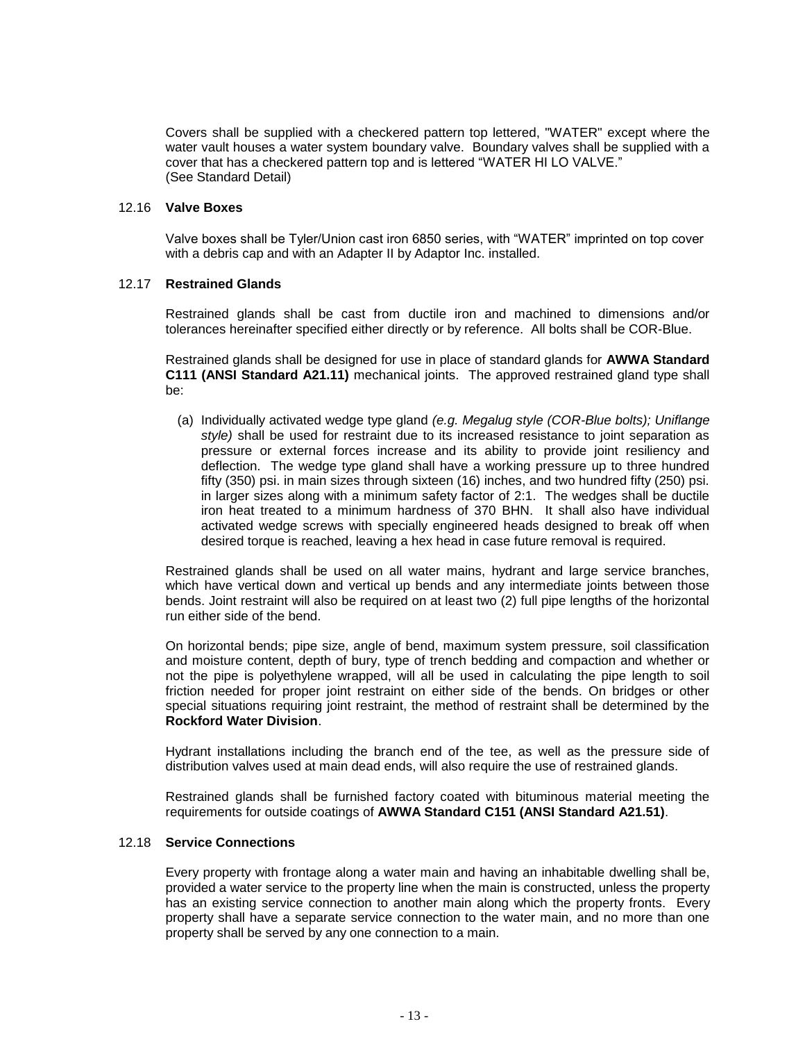Covers shall be supplied with a checkered pattern top lettered, "WATER" except where the water vault houses a water system boundary valve. Boundary valves shall be supplied with a cover that has a checkered pattern top and is lettered "WATER HI LO VALVE." (See Standard Detail)

### 12.16 **Valve Boxes**

Valve boxes shall be Tyler/Union cast iron 6850 series, with "WATER" imprinted on top cover with a debris cap and with an Adapter II by Adaptor Inc. installed.

### 12.17 **Restrained Glands**

Restrained glands shall be cast from ductile iron and machined to dimensions and/or tolerances hereinafter specified either directly or by reference. All bolts shall be COR-Blue.

Restrained glands shall be designed for use in place of standard glands for **AWWA Standard C111 (ANSI Standard A21.11)** mechanical joints. The approved restrained gland type shall be:

(a) Individually activated wedge type gland *(e.g. Megalug style (COR-Blue bolts); Uniflange style)* shall be used for restraint due to its increased resistance to joint separation as pressure or external forces increase and its ability to provide joint resiliency and deflection. The wedge type gland shall have a working pressure up to three hundred fifty (350) psi. in main sizes through sixteen (16) inches, and two hundred fifty (250) psi. in larger sizes along with a minimum safety factor of 2:1. The wedges shall be ductile iron heat treated to a minimum hardness of 370 BHN. It shall also have individual activated wedge screws with specially engineered heads designed to break off when desired torque is reached, leaving a hex head in case future removal is required.

Restrained glands shall be used on all water mains, hydrant and large service branches, which have vertical down and vertical up bends and any intermediate joints between those bends. Joint restraint will also be required on at least two (2) full pipe lengths of the horizontal run either side of the bend.

On horizontal bends; pipe size, angle of bend, maximum system pressure, soil classification and moisture content, depth of bury, type of trench bedding and compaction and whether or not the pipe is polyethylene wrapped, will all be used in calculating the pipe length to soil friction needed for proper joint restraint on either side of the bends. On bridges or other special situations requiring joint restraint, the method of restraint shall be determined by the **Rockford Water Division**.

Hydrant installations including the branch end of the tee, as well as the pressure side of distribution valves used at main dead ends, will also require the use of restrained glands.

Restrained glands shall be furnished factory coated with bituminous material meeting the requirements for outside coatings of **AWWA Standard C151 (ANSI Standard A21.51)**.

### 12.18 **Service Connections**

Every property with frontage along a water main and having an inhabitable dwelling shall be, provided a water service to the property line when the main is constructed, unless the property has an existing service connection to another main along which the property fronts. Every property shall have a separate service connection to the water main, and no more than one property shall be served by any one connection to a main.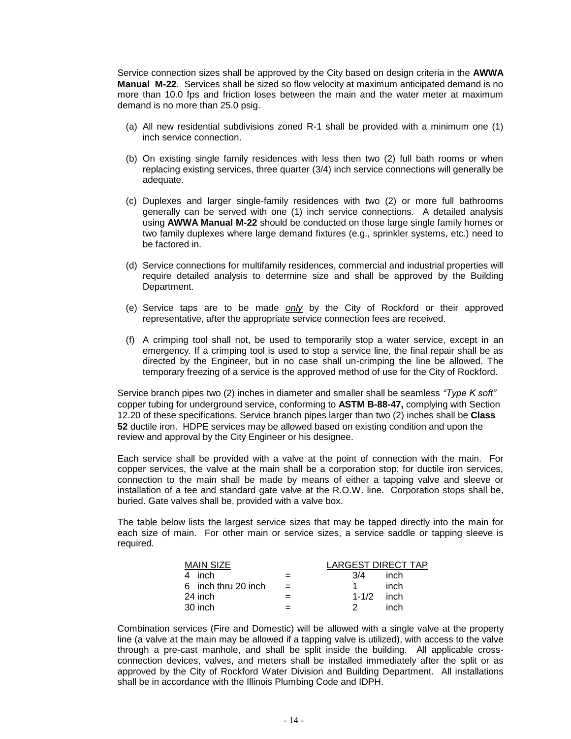Service connection sizes shall be approved by the City based on design criteria in the **AWWA Manual M-22**. Services shall be sized so flow velocity at maximum anticipated demand is no more than 10.0 fps and friction loses between the main and the water meter at maximum demand is no more than 25.0 psig.

(a) All new residential subdivisions zoned R-1 shall be provided with a minimum one (1) inch service connection.

(b) On existing single family residences with less then two (2) full bath rooms or when replacing existing services, three quarter (3/4) inch service connections will generally be adequate.

(c) Duplexes and larger single-family residences with two (2) or more full bathrooms generally can be served with one (1) inch service connections. A detailed analysis using **AWWA Manual M-22** should be conducted on those large single family homes or two family duplexes where large demand fixtures (e.g., sprinkler systems, etc.) need to be factored in.

(d) Service connections for multifamily residences, commercial and industrial properties will require detailed analysis to determine size and shall be approved by the Building Department.

(e) Service taps are to be made *only* by the City of Rockford or their approved representative, after the appropriate service connection fees are received.

(f) A crimping tool shall not, be used to temporarily stop a water service, except in an emergency. If a crimping tool is used to stop a service line, the final repair shall be as directed by the Engineer, but in no case shall un-crimping the line be allowed. The temporary freezing of a service is the approved method of use for the City of Rockford.

Service branch pipes two (2) inches in diameter and smaller shall be seamless *"Type K soft"* copper tubing for underground service, conforming to **ASTM B-88-47,** complying with Section 12.20 of these specifications. Service branch pipes larger than two (2) inches shall be **Class 52** ductile iron. HDPE services may be allowed based on existing condition and upon the review and approval by the City Engineer or his designee.

Each service shall be provided with a valve at the point of connection with the main. For copper services, the valve at the main shall be a corporation stop; for ductile iron services, connection to the main shall be made by means of either a tapping valve and sleeve or installation of a tee and standard gate valve at the R.O.W. line. Corporation stops shall be, buried. Gate valves shall be, provided with a valve box.

The table below lists the largest service sizes that may be tapped directly into the main for each size of main. For other main or service sizes, a service saddle or tapping sleeve is required.

| MAIN SIZE | | LARGEST DIRECT TAP |
|---|---|---|
| 4 inch | = | 3/4 inch |
| 6 inch thru 20 inch | = | 1 inch |
| 24 inch | = | 1-1/2 inch |
| 30 inch | = | 2 inch |

Combination services (Fire and Domestic) will be allowed with a single valve at the property line (a valve at the main may be allowed if a tapping valve is utilized), with access to the valve through a pre-cast manhole, and shall be split inside the building. All applicable cross-connection devices, valves, and meters shall be installed immediately after the split or as approved by the City of Rockford Water Division and Building Department. All installations shall be in accordance with the Illinois Plumbing Code and IDPH.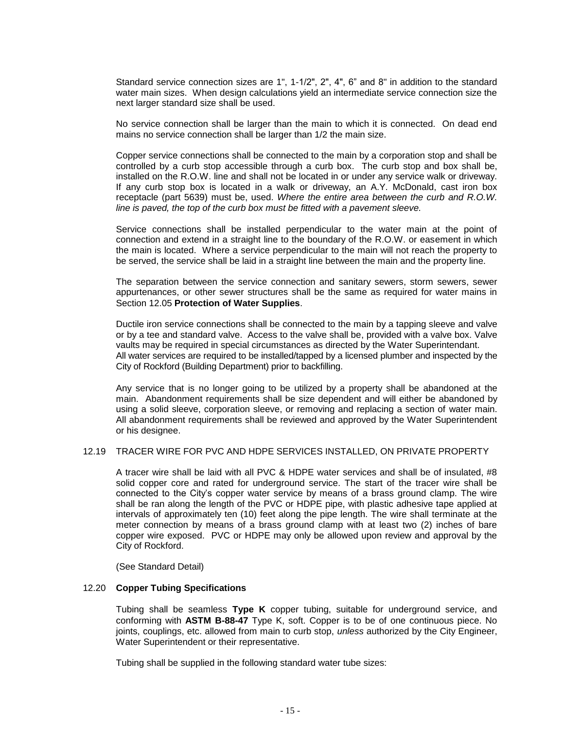Standard service connection sizes are 1", 1-1/2", 2", 4", 6" and 8" in addition to the standard water main sizes. When design calculations yield an intermediate service connection size the next larger standard size shall be used.

No service connection shall be larger than the main to which it is connected. On dead end mains no service connection shall be larger than 1/2 the main size.

Copper service connections shall be connected to the main by a corporation stop and shall be controlled by a curb stop accessible through a curb box. The curb stop and box shall be, installed on the R.O.W. line and shall not be located in or under any service walk or driveway. If any curb stop box is located in a walk or driveway, an A.Y. McDonald, cast iron box receptacle (part 5639) must be, used. *Where the entire area between the curb and R.O.W. line is paved, the top of the curb box must be fitted with a pavement sleeve.*

Service connections shall be installed perpendicular to the water main at the point of connection and extend in a straight line to the boundary of the R.O.W. or easement in which the main is located. Where a service perpendicular to the main will not reach the property to be served, the service shall be laid in a straight line between the main and the property line.

The separation between the service connection and sanitary sewers, storm sewers, sewer appurtenances, or other sewer structures shall be the same as required for water mains in Section 12.05 **Protection of Water Supplies**.

Ductile iron service connections shall be connected to the main by a tapping sleeve and valve or by a tee and standard valve. Access to the valve shall be, provided with a valve box. Valve vaults may be required in special circumstances as directed by the Water Superintendant.
All water services are required to be installed/tapped by a licensed plumber and inspected by the City of Rockford (Building Department) prior to backfilling.

Any service that is no longer going to be utilized by a property shall be abandoned at the main. Abandonment requirements shall be size dependent and will either be abandoned by using a solid sleeve, corporation sleeve, or removing and replacing a section of water main. All abandonment requirements shall be reviewed and approved by the Water Superintendent or his designee.

## 12.19 TRACER WIRE FOR PVC AND HDPE SERVICES INSTALLED, ON PRIVATE PROPERTY

A tracer wire shall be laid with all PVC & HDPE water services and shall be of insulated, #8 solid copper core and rated for underground service. The start of the tracer wire shall be connected to the City's copper water service by means of a brass ground clamp. The wire shall be ran along the length of the PVC or HDPE pipe, with plastic adhesive tape applied at intervals of approximately ten (10) feet along the pipe length. The wire shall terminate at the meter connection by means of a brass ground clamp with at least two (2) inches of bare copper wire exposed. PVC or HDPE may only be allowed upon review and approval by the City of Rockford.

(See Standard Detail)

## 12.20 **Copper Tubing Specifications**

Tubing shall be seamless **Type K** copper tubing, suitable for underground service, and conforming with **ASTM B-88-47** Type K, soft. Copper is to be of one continuous piece. No joints, couplings, etc. allowed from main to curb stop, *unless* authorized by the City Engineer, Water Superintendent or their representative.

Tubing shall be supplied in the following standard water tube sizes: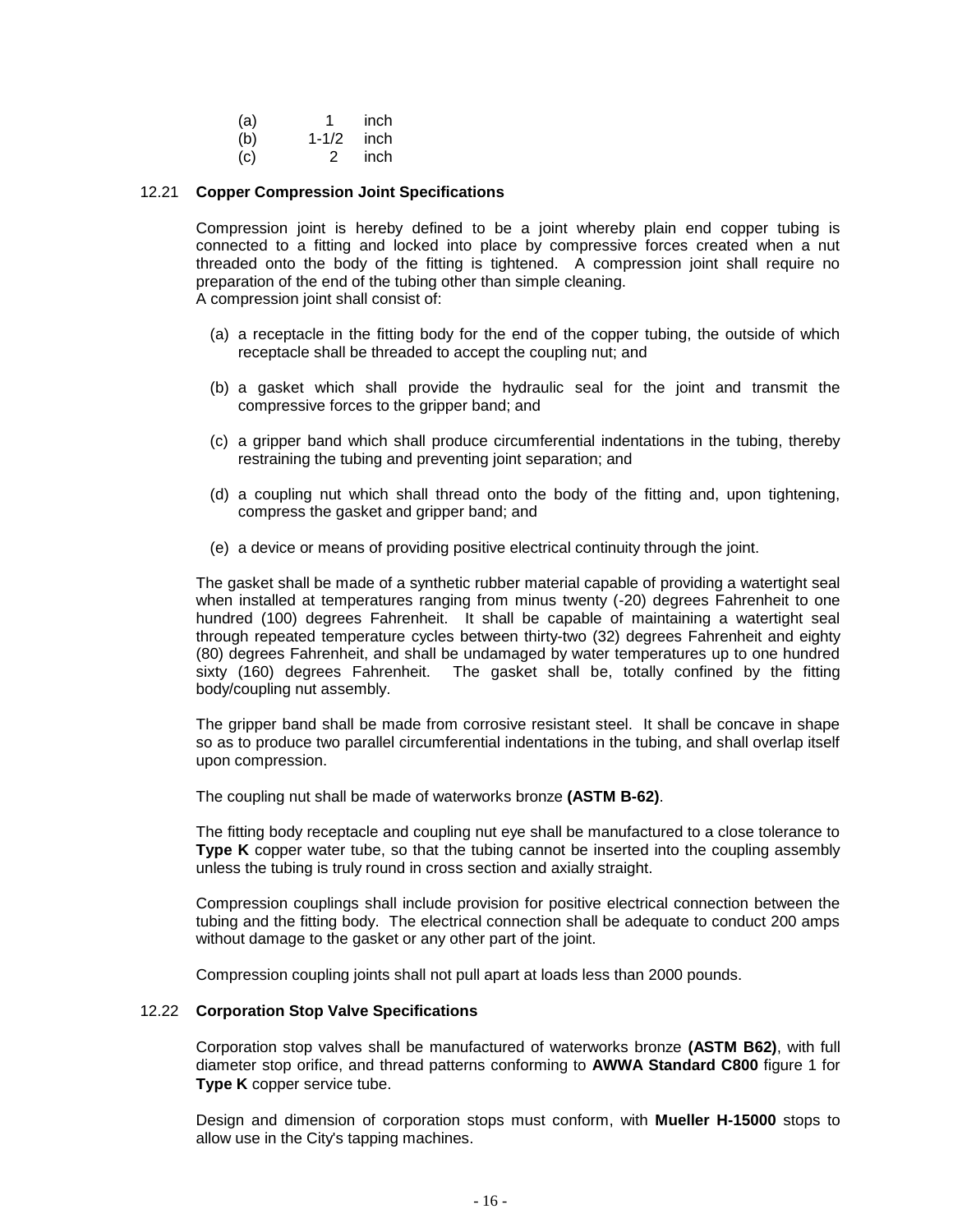(a) 1 inch
(b) 1-1/2 inch
(c) 2 inch

## 12.21 **Copper Compression Joint Specifications**

Compression joint is hereby defined to be a joint whereby plain end copper tubing is connected to a fitting and locked into place by compressive forces created when a nut threaded onto the body of the fitting is tightened. A compression joint shall require no preparation of the end of the tubing other than simple cleaning.
A compression joint shall consist of:

(a) a receptacle in the fitting body for the end of the copper tubing, the outside of which receptacle shall be threaded to accept the coupling nut; and

(b) a gasket which shall provide the hydraulic seal for the joint and transmit the compressive forces to the gripper band; and

(c) a gripper band which shall produce circumferential indentations in the tubing, thereby restraining the tubing and preventing joint separation; and

(d) a coupling nut which shall thread onto the body of the fitting and, upon tightening, compress the gasket and gripper band; and

(e) a device or means of providing positive electrical continuity through the joint.

The gasket shall be made of a synthetic rubber material capable of providing a watertight seal when installed at temperatures ranging from minus twenty (-20) degrees Fahrenheit to one hundred (100) degrees Fahrenheit. It shall be capable of maintaining a watertight seal through repeated temperature cycles between thirty-two (32) degrees Fahrenheit and eighty (80) degrees Fahrenheit, and shall be undamaged by water temperatures up to one hundred sixty (160) degrees Fahrenheit. The gasket shall be, totally confined by the fitting body/coupling nut assembly.

The gripper band shall be made from corrosive resistant steel. It shall be concave in shape so as to produce two parallel circumferential indentations in the tubing, and shall overlap itself upon compression.

The coupling nut shall be made of waterworks bronze **(ASTM B-62)**.

The fitting body receptacle and coupling nut eye shall be manufactured to a close tolerance to **Type K** copper water tube, so that the tubing cannot be inserted into the coupling assembly unless the tubing is truly round in cross section and axially straight.

Compression couplings shall include provision for positive electrical connection between the tubing and the fitting body. The electrical connection shall be adequate to conduct 200 amps without damage to the gasket or any other part of the joint.

Compression coupling joints shall not pull apart at loads less than 2000 pounds.

## 12.22 **Corporation Stop Valve Specifications**

Corporation stop valves shall be manufactured of waterworks bronze **(ASTM B62)**, with full diameter stop orifice, and thread patterns conforming to **AWWA Standard C800** figure 1 for **Type K** copper service tube.

Design and dimension of corporation stops must conform, with **Mueller H-15000** stops to allow use in the City's tapping machines.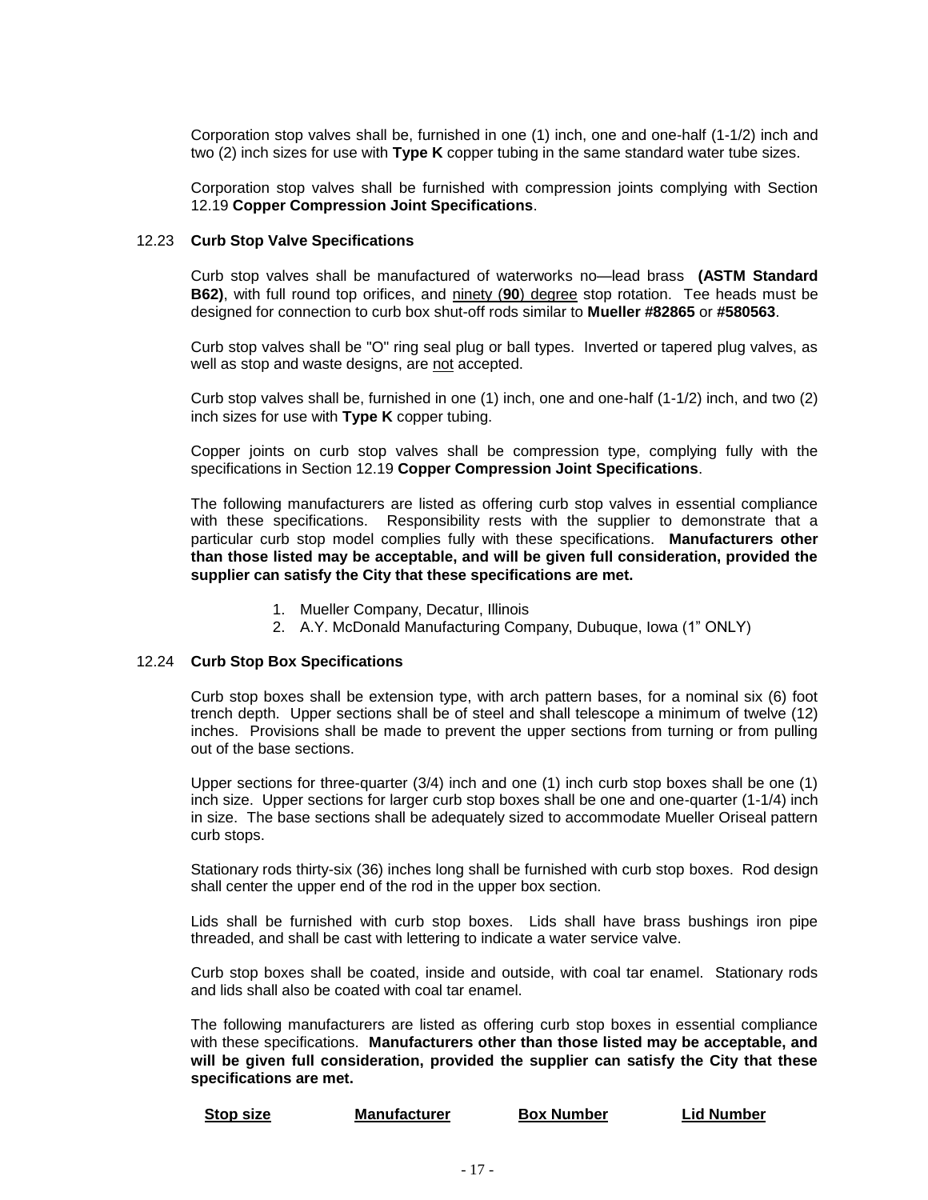Corporation stop valves shall be, furnished in one (1) inch, one and one-half (1-1/2) inch and two (2) inch sizes for use with **Type K** copper tubing in the same standard water tube sizes.

Corporation stop valves shall be furnished with compression joints complying with Section 12.19 **Copper Compression Joint Specifications**.

## 12.23 **Curb Stop Valve Specifications**

Curb stop valves shall be manufactured of waterworks no—lead brass **(ASTM Standard B62)**, with full round top orifices, and ninety (**90**) degree stop rotation. Tee heads must be designed for connection to curb box shut-off rods similar to **Mueller #82865** or **#580563**.

Curb stop valves shall be "O" ring seal plug or ball types. Inverted or tapered plug valves, as well as stop and waste designs, are not accepted.

Curb stop valves shall be, furnished in one (1) inch, one and one-half (1-1/2) inch, and two (2) inch sizes for use with **Type K** copper tubing.

Copper joints on curb stop valves shall be compression type, complying fully with the specifications in Section 12.19 **Copper Compression Joint Specifications**.

The following manufacturers are listed as offering curb stop valves in essential compliance with these specifications. Responsibility rests with the supplier to demonstrate that a particular curb stop model complies fully with these specifications. **Manufacturers other than those listed may be acceptable, and will be given full consideration, provided the supplier can satisfy the City that these specifications are met.**

1. Mueller Company, Decatur, Illinois
2. A.Y. McDonald Manufacturing Company, Dubuque, Iowa (1" ONLY)

## 12.24 **Curb Stop Box Specifications**

Curb stop boxes shall be extension type, with arch pattern bases, for a nominal six (6) foot trench depth. Upper sections shall be of steel and shall telescope a minimum of twelve (12) inches. Provisions shall be made to prevent the upper sections from turning or from pulling out of the base sections.

Upper sections for three-quarter (3/4) inch and one (1) inch curb stop boxes shall be one (1) inch size. Upper sections for larger curb stop boxes shall be one and one-quarter (1-1/4) inch in size. The base sections shall be adequately sized to accommodate Mueller Oriseal pattern curb stops.

Stationary rods thirty-six (36) inches long shall be furnished with curb stop boxes. Rod design shall center the upper end of the rod in the upper box section.

Lids shall be furnished with curb stop boxes. Lids shall have brass bushings iron pipe threaded, and shall be cast with lettering to indicate a water service valve.

Curb stop boxes shall be coated, inside and outside, with coal tar enamel. Stationary rods and lids shall also be coated with coal tar enamel.

The following manufacturers are listed as offering curb stop boxes in essential compliance with these specifications. **Manufacturers other than those listed may be acceptable, and will be given full consideration, provided the supplier can satisfy the City that these specifications are met.**

| Stop size | Manufacturer | Box Number | Lid Number |
|---|---|---|---|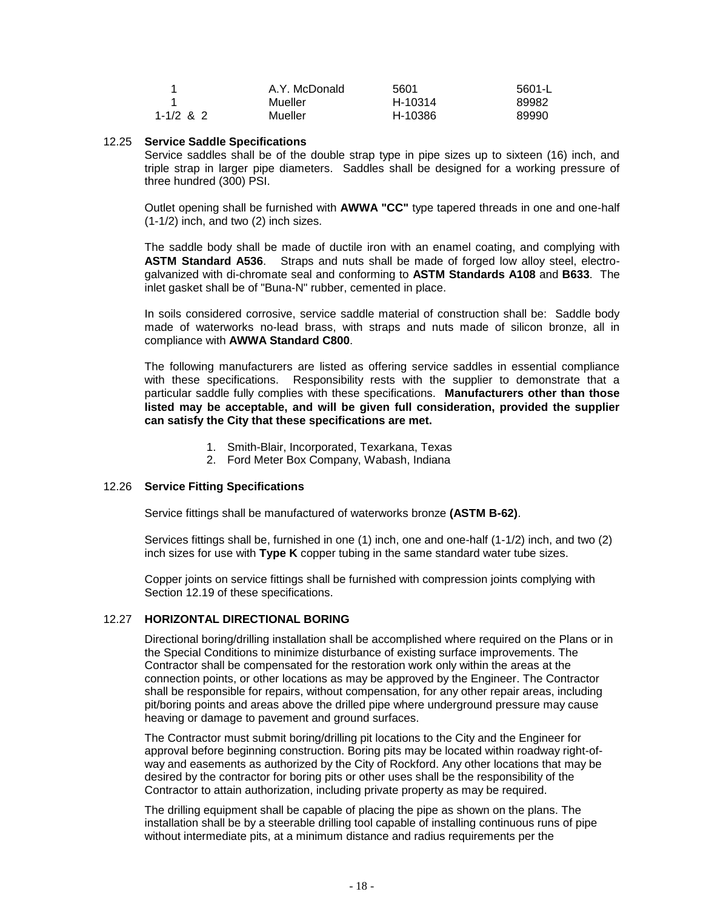| | | | |
|---|---|---|---|
| 1 | A.Y. McDonald | 5601 | 5601-L |
| 1 | Mueller | H-10314 | 89982 |
| 1-1/2 & 2 | Mueller | H-10386 | 89990 |

12.25 **Service Saddle Specifications**

Service saddles shall be of the double strap type in pipe sizes up to sixteen (16) inch, and triple strap in larger pipe diameters. Saddles shall be designed for a working pressure of three hundred (300) PSI.

Outlet opening shall be furnished with **AWWA "CC"** type tapered threads in one and one-half (1-1/2) inch, and two (2) inch sizes.

The saddle body shall be made of ductile iron with an enamel coating, and complying with **ASTM Standard A536**. Straps and nuts shall be made of forged low alloy steel, electro-galvanized with di-chromate seal and conforming to **ASTM Standards A108** and **B633**. The inlet gasket shall be of "Buna-N" rubber, cemented in place.

In soils considered corrosive, service saddle material of construction shall be: Saddle body made of waterworks no-lead brass, with straps and nuts made of silicon bronze, all in compliance with **AWWA Standard C800**.

The following manufacturers are listed as offering service saddles in essential compliance with these specifications. Responsibility rests with the supplier to demonstrate that a particular saddle fully complies with these specifications. **Manufacturers other than those listed may be acceptable, and will be given full consideration, provided the supplier can satisfy the City that these specifications are met.**

1. Smith-Blair, Incorporated, Texarkana, Texas
2. Ford Meter Box Company, Wabash, Indiana

12.26 **Service Fitting Specifications**

Service fittings shall be manufactured of waterworks bronze **(ASTM B-62)**.

Services fittings shall be, furnished in one (1) inch, one and one-half (1-1/2) inch, and two (2) inch sizes for use with **Type K** copper tubing in the same standard water tube sizes.

Copper joints on service fittings shall be furnished with compression joints complying with Section 12.19 of these specifications.

12.27 **HORIZONTAL DIRECTIONAL BORING**

Directional boring/drilling installation shall be accomplished where required on the Plans or in the Special Conditions to minimize disturbance of existing surface improvements. The Contractor shall be compensated for the restoration work only within the areas at the connection points, or other locations as may be approved by the Engineer. The Contractor shall be responsible for repairs, without compensation, for any other repair areas, including pit/boring points and areas above the drilled pipe where underground pressure may cause heaving or damage to pavement and ground surfaces.

The Contractor must submit boring/drilling pit locations to the City and the Engineer for approval before beginning construction. Boring pits may be located within roadway right-of-way and easements as authorized by the City of Rockford. Any other locations that may be desired by the contractor for boring pits or other uses shall be the responsibility of the Contractor to attain authorization, including private property as may be required.

The drilling equipment shall be capable of placing the pipe as shown on the plans. The installation shall be by a steerable drilling tool capable of installing continuous runs of pipe without intermediate pits, at a minimum distance and radius requirements per the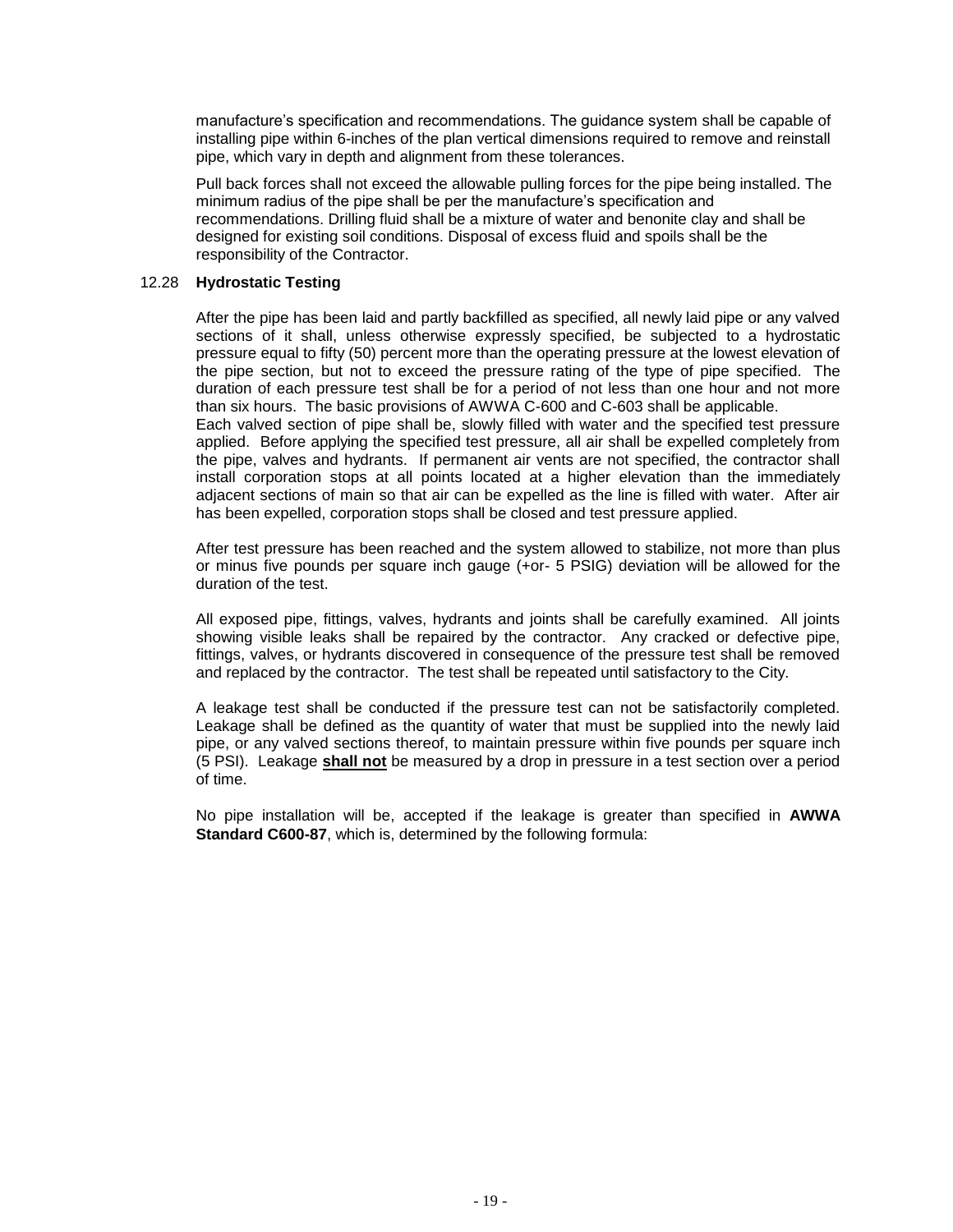manufacture's specification and recommendations. The guidance system shall be capable of installing pipe within 6-inches of the plan vertical dimensions required to remove and reinstall pipe, which vary in depth and alignment from these tolerances.

Pull back forces shall not exceed the allowable pulling forces for the pipe being installed. The minimum radius of the pipe shall be per the manufacture's specification and recommendations. Drilling fluid shall be a mixture of water and benonite clay and shall be designed for existing soil conditions. Disposal of excess fluid and spoils shall be the responsibility of the Contractor.

### 12.28 **Hydrostatic Testing**

After the pipe has been laid and partly backfilled as specified, all newly laid pipe or any valved sections of it shall, unless otherwise expressly specified, be subjected to a hydrostatic pressure equal to fifty (50) percent more than the operating pressure at the lowest elevation of the pipe section, but not to exceed the pressure rating of the type of pipe specified. The duration of each pressure test shall be for a period of not less than one hour and not more than six hours. The basic provisions of AWWA C-600 and C-603 shall be applicable.
Each valved section of pipe shall be, slowly filled with water and the specified test pressure applied. Before applying the specified test pressure, all air shall be expelled completely from the pipe, valves and hydrants. If permanent air vents are not specified, the contractor shall install corporation stops at all points located at a higher elevation than the immediately adjacent sections of main so that air can be expelled as the line is filled with water. After air has been expelled, corporation stops shall be closed and test pressure applied.

After test pressure has been reached and the system allowed to stabilize, not more than plus or minus five pounds per square inch gauge (+or- 5 PSIG) deviation will be allowed for the duration of the test.

All exposed pipe, fittings, valves, hydrants and joints shall be carefully examined. All joints showing visible leaks shall be repaired by the contractor. Any cracked or defective pipe, fittings, valves, or hydrants discovered in consequence of the pressure test shall be removed and replaced by the contractor. The test shall be repeated until satisfactory to the City.

A leakage test shall be conducted if the pressure test can not be satisfactorily completed. Leakage shall be defined as the quantity of water that must be supplied into the newly laid pipe, or any valved sections thereof, to maintain pressure within five pounds per square inch (5 PSI). Leakage **shall not** be measured by a drop in pressure in a test section over a period of time.

No pipe installation will be, accepted if the leakage is greater than specified in **AWWA Standard C600-87**, which is, determined by the following formula: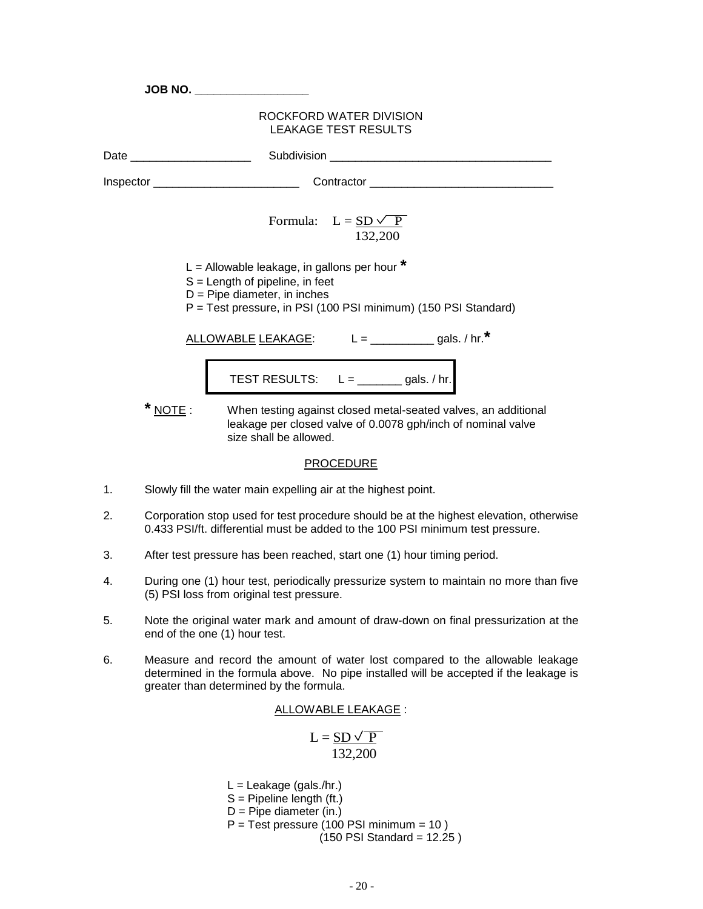**JOB NO. ___________________**

ROCKFORD WATER DIVISION
LEAKAGE TEST RESULTS

Date ____________________ Subdivision ____________________________________

Inspector ________________________ Contractor ______________________________

Formula: $L = \dfrac{SD\sqrt{P}}{132{,}200}$

L = Allowable leakage, in gallons per hour *
S = Length of pipeline, in feet
D = Pipe diameter, in inches
P = Test pressure, in PSI (100 PSI minimum) (150 PSI Standard)

ALLOWABLE LEAKAGE: L = __________ gals. / hr.*

| TEST RESULTS: L = _______ gals. / hr. |
|---|

* NOTE : When testing against closed metal-seated valves, an additional leakage per closed valve of 0.0078 gph/inch of nominal valve size shall be allowed.

## PROCEDURE

1. Slowly fill the water main expelling air at the highest point.
2. Corporation stop used for test procedure should be at the highest elevation, otherwise 0.433 PSI/ft. differential must be added to the 100 PSI minimum test pressure.
3. After test pressure has been reached, start one (1) hour timing period.
4. During one (1) hour test, periodically pressurize system to maintain no more than five (5) PSI loss from original test pressure.
5. Note the original water mark and amount of draw-down on final pressurization at the end of the one (1) hour test.
6. Measure and record the amount of water lost compared to the allowable leakage determined in the formula above. No pipe installed will be accepted if the leakage is greater than determined by the formula.

ALLOWABLE LEAKAGE :

$$L = \frac{SD\sqrt{P}}{132{,}200}$$

L = Leakage (gals./hr.)
S = Pipeline length (ft.)
D = Pipe diameter (in.)
P = Test pressure (100 PSI minimum = 10 )
(150 PSI Standard = 12.25 )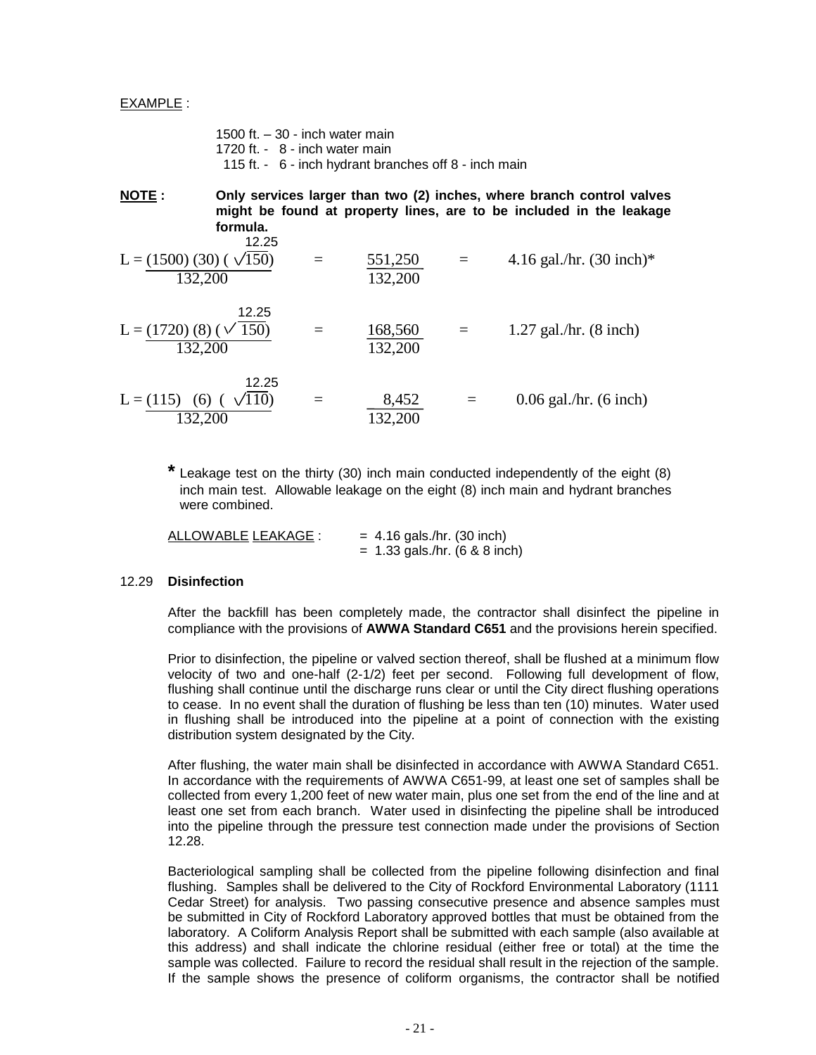EXAMPLE :

> 1500 ft. – 30 - inch water main
> 1720 ft. - 8 - inch water main
> 115 ft. - 6 - inch hydrant branches off 8 - inch main

**NOTE : Only services larger than two (2) inches, where branch control valves might be found at property lines, are to be included in the leakage formula.**

$$L = \frac{(1500)(30)(\overset{12.25}{\sqrt{150}})}{132{,}200} = \frac{551{,}250}{132{,}200} = 4.16 \text{ gal./hr. (30 inch)}^{*}$$

$$L = \frac{(1720)(8)(\overset{12.25}{\sqrt{150}})}{132{,}200} = \frac{168{,}560}{132{,}200} = 1.27 \text{ gal./hr. (8 inch)}$$

$$L = \frac{(115)\ (6)\ (\overset{12.25}{\sqrt{110}})}{132{,}200} = \frac{8{,}452}{132{,}200} = 0.06 \text{ gal./hr. (6 inch)}$$

\* Leakage test on the thirty (30) inch main conducted independently of the eight (8) inch main test. Allowable leakage on the eight (8) inch main and hydrant branches were combined.

ALLOWABLE LEAKAGE : = 4.16 gals./hr. (30 inch)
= 1.33 gals./hr. (6 & 8 inch)

### 12.29 Disinfection

After the backfill has been completely made, the contractor shall disinfect the pipeline in compliance with the provisions of **AWWA Standard C651** and the provisions herein specified.

Prior to disinfection, the pipeline or valved section thereof, shall be flushed at a minimum flow velocity of two and one-half (2-1/2) feet per second. Following full development of flow, flushing shall continue until the discharge runs clear or until the City direct flushing operations to cease. In no event shall the duration of flushing be less than ten (10) minutes. Water used in flushing shall be introduced into the pipeline at a point of connection with the existing distribution system designated by the City.

After flushing, the water main shall be disinfected in accordance with AWWA Standard C651. In accordance with the requirements of AWWA C651-99, at least one set of samples shall be collected from every 1,200 feet of new water main, plus one set from the end of the line and at least one set from each branch. Water used in disinfecting the pipeline shall be introduced into the pipeline through the pressure test connection made under the provisions of Section 12.28.

Bacteriological sampling shall be collected from the pipeline following disinfection and final flushing. Samples shall be delivered to the City of Rockford Environmental Laboratory (1111 Cedar Street) for analysis. Two passing consecutive presence and absence samples must be submitted in City of Rockford Laboratory approved bottles that must be obtained from the laboratory. A Coliform Analysis Report shall be submitted with each sample (also available at this address) and shall indicate the chlorine residual (either free or total) at the time the sample was collected. Failure to record the residual shall result in the rejection of the sample. If the sample shows the presence of coliform organisms, the contractor shall be notified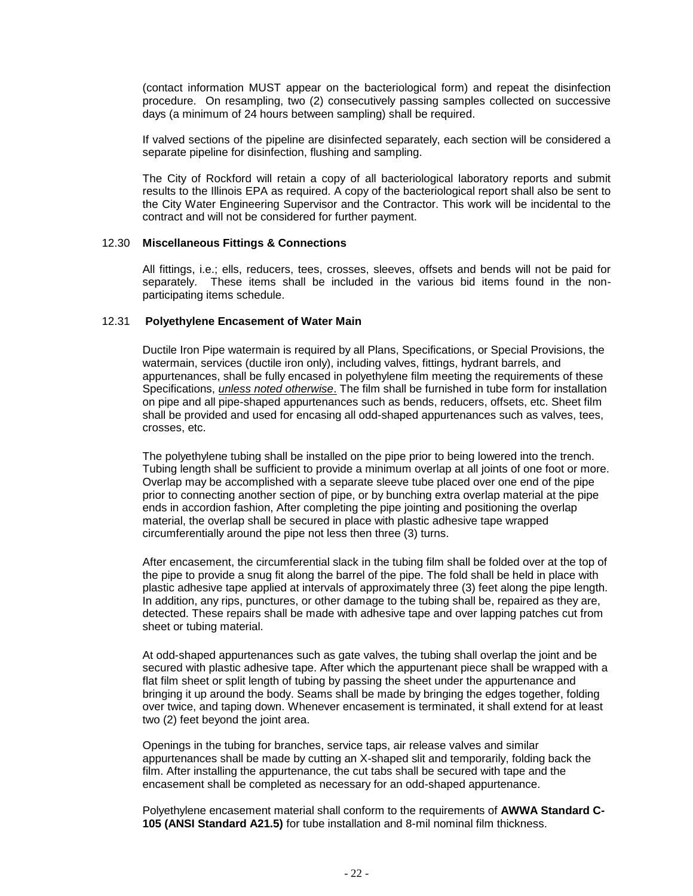(contact information MUST appear on the bacteriological form) and repeat the disinfection procedure. On resampling, two (2) consecutively passing samples collected on successive days (a minimum of 24 hours between sampling) shall be required.

If valved sections of the pipeline are disinfected separately, each section will be considered a separate pipeline for disinfection, flushing and sampling.

The City of Rockford will retain a copy of all bacteriological laboratory reports and submit results to the Illinois EPA as required. A copy of the bacteriological report shall also be sent to the City Water Engineering Supervisor and the Contractor. This work will be incidental to the contract and will not be considered for further payment.

### 12.30 **Miscellaneous Fittings & Connections**

All fittings, i.e.; ells, reducers, tees, crosses, sleeves, offsets and bends will not be paid for separately. These items shall be included in the various bid items found in the non-participating items schedule.

### 12.31 **Polyethylene Encasement of Water Main**

Ductile Iron Pipe watermain is required by all Plans, Specifications, or Special Provisions, the watermain, services (ductile iron only), including valves, fittings, hydrant barrels, and appurtenances, shall be fully encased in polyethylene film meeting the requirements of these Specifications, *unless noted otherwise*. The film shall be furnished in tube form for installation on pipe and all pipe-shaped appurtenances such as bends, reducers, offsets, etc. Sheet film shall be provided and used for encasing all odd-shaped appurtenances such as valves, tees, crosses, etc.

The polyethylene tubing shall be installed on the pipe prior to being lowered into the trench. Tubing length shall be sufficient to provide a minimum overlap at all joints of one foot or more. Overlap may be accomplished with a separate sleeve tube placed over one end of the pipe prior to connecting another section of pipe, or by bunching extra overlap material at the pipe ends in accordion fashion, After completing the pipe jointing and positioning the overlap material, the overlap shall be secured in place with plastic adhesive tape wrapped circumferentially around the pipe not less then three (3) turns.

After encasement, the circumferential slack in the tubing film shall be folded over at the top of the pipe to provide a snug fit along the barrel of the pipe. The fold shall be held in place with plastic adhesive tape applied at intervals of approximately three (3) feet along the pipe length. In addition, any rips, punctures, or other damage to the tubing shall be, repaired as they are, detected. These repairs shall be made with adhesive tape and over lapping patches cut from sheet or tubing material.

At odd-shaped appurtenances such as gate valves, the tubing shall overlap the joint and be secured with plastic adhesive tape. After which the appurtenant piece shall be wrapped with a flat film sheet or split length of tubing by passing the sheet under the appurtenance and bringing it up around the body. Seams shall be made by bringing the edges together, folding over twice, and taping down. Whenever encasement is terminated, it shall extend for at least two (2) feet beyond the joint area.

Openings in the tubing for branches, service taps, air release valves and similar appurtenances shall be made by cutting an X-shaped slit and temporarily, folding back the film. After installing the appurtenance, the cut tabs shall be secured with tape and the encasement shall be completed as necessary for an odd-shaped appurtenance.

Polyethylene encasement material shall conform to the requirements of **AWWA Standard C-105 (ANSI Standard A21.5)** for tube installation and 8-mil nominal film thickness.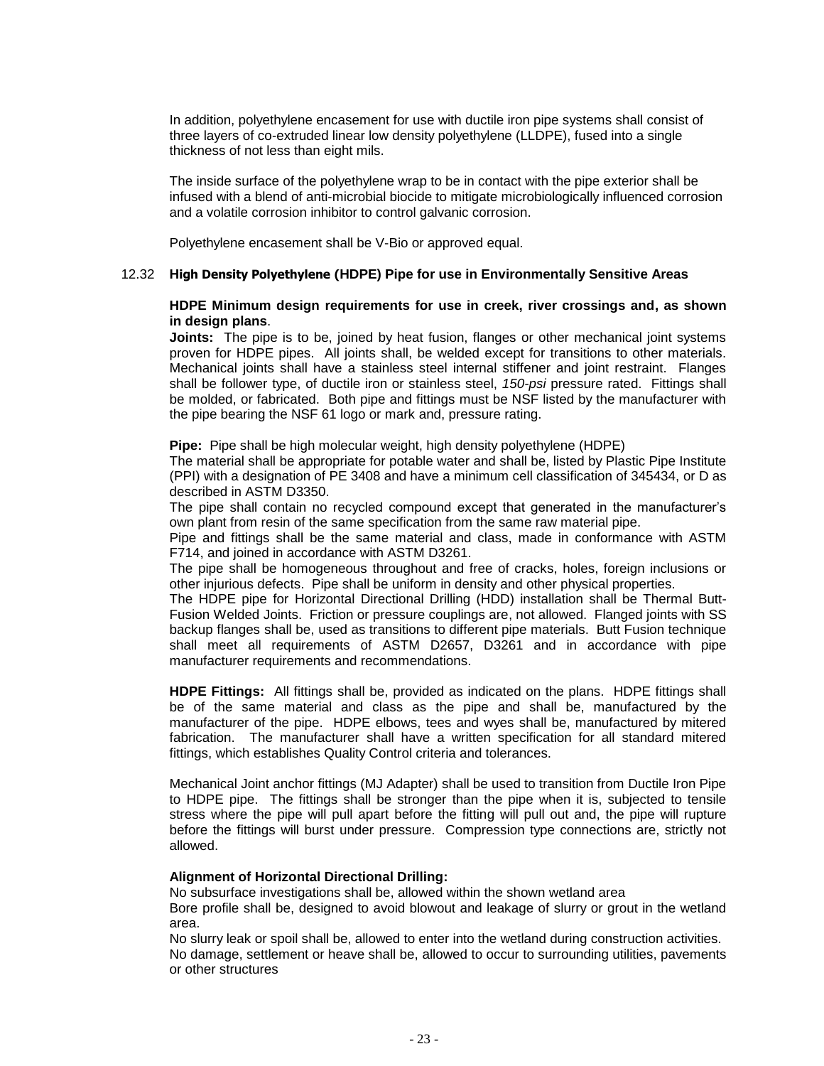In addition, polyethylene encasement for use with ductile iron pipe systems shall consist of three layers of co-extruded linear low density polyethylene (LLDPE), fused into a single thickness of not less than eight mils.

The inside surface of the polyethylene wrap to be in contact with the pipe exterior shall be infused with a blend of anti-microbial biocide to mitigate microbiologically influenced corrosion and a volatile corrosion inhibitor to control galvanic corrosion.

Polyethylene encasement shall be V-Bio or approved equal.

## 12.32 High Density Polyethylene (HDPE) Pipe for use in Environmentally Sensitive Areas

**HDPE Minimum design requirements for use in creek, river crossings and, as shown in design plans**.

**Joints:** The pipe is to be, joined by heat fusion, flanges or other mechanical joint systems proven for HDPE pipes. All joints shall, be welded except for transitions to other materials. Mechanical joints shall have a stainless steel internal stiffener and joint restraint. Flanges shall be follower type, of ductile iron or stainless steel, *150-psi* pressure rated. Fittings shall be molded, or fabricated. Both pipe and fittings must be NSF listed by the manufacturer with the pipe bearing the NSF 61 logo or mark and, pressure rating.

**Pipe:** Pipe shall be high molecular weight, high density polyethylene (HDPE)
The material shall be appropriate for potable water and shall be, listed by Plastic Pipe Institute (PPI) with a designation of PE 3408 and have a minimum cell classification of 345434, or D as described in ASTM D3350.
The pipe shall contain no recycled compound except that generated in the manufacturer's own plant from resin of the same specification from the same raw material pipe.
Pipe and fittings shall be the same material and class, made in conformance with ASTM F714, and joined in accordance with ASTM D3261.
The pipe shall be homogeneous throughout and free of cracks, holes, foreign inclusions or other injurious defects. Pipe shall be uniform in density and other physical properties.
The HDPE pipe for Horizontal Directional Drilling (HDD) installation shall be Thermal Butt-Fusion Welded Joints. Friction or pressure couplings are, not allowed. Flanged joints with SS backup flanges shall be, used as transitions to different pipe materials. Butt Fusion technique shall meet all requirements of ASTM D2657, D3261 and in accordance with pipe manufacturer requirements and recommendations.

**HDPE Fittings:** All fittings shall be, provided as indicated on the plans. HDPE fittings shall be of the same material and class as the pipe and shall be, manufactured by the manufacturer of the pipe. HDPE elbows, tees and wyes shall be, manufactured by mitered fabrication. The manufacturer shall have a written specification for all standard mitered fittings, which establishes Quality Control criteria and tolerances.

Mechanical Joint anchor fittings (MJ Adapter) shall be used to transition from Ductile Iron Pipe to HDPE pipe. The fittings shall be stronger than the pipe when it is, subjected to tensile stress where the pipe will pull apart before the fitting will pull out and, the pipe will rupture before the fittings will burst under pressure. Compression type connections are, strictly not allowed.

**Alignment of Horizontal Directional Drilling:**
No subsurface investigations shall be, allowed within the shown wetland area
Bore profile shall be, designed to avoid blowout and leakage of slurry or grout in the wetland area.
No slurry leak or spoil shall be, allowed to enter into the wetland during construction activities.
No damage, settlement or heave shall be, allowed to occur to surrounding utilities, pavements or other structures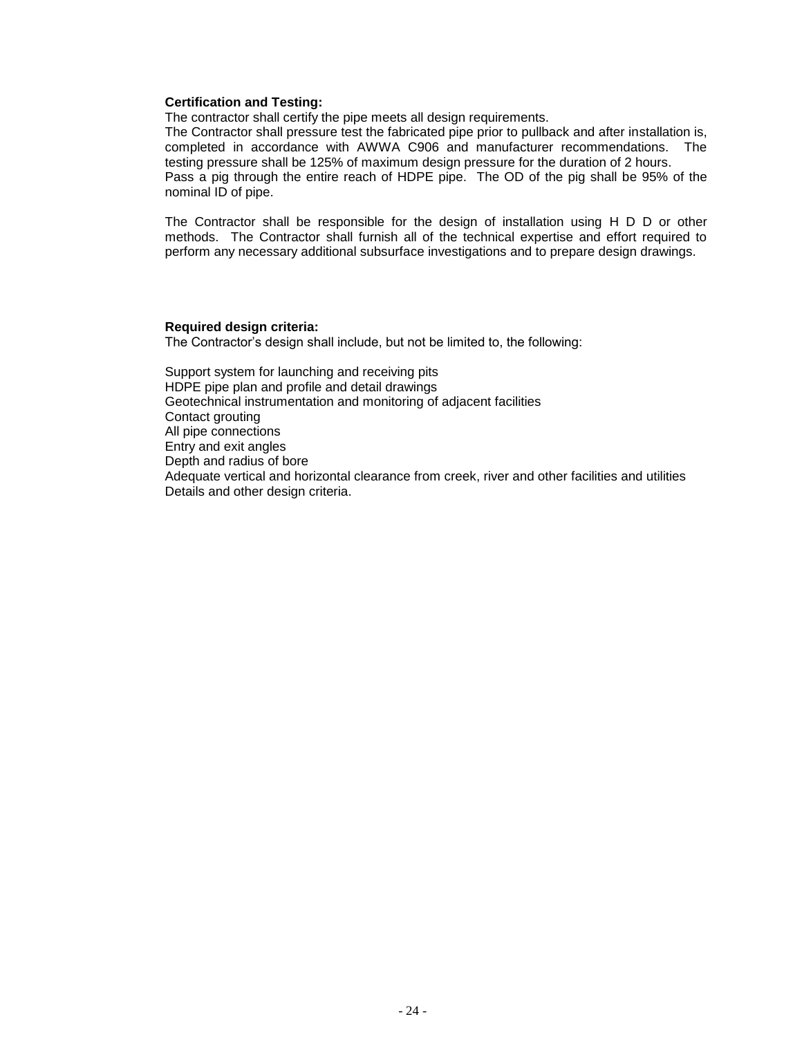**Certification and Testing:**

The contractor shall certify the pipe meets all design requirements.

The Contractor shall pressure test the fabricated pipe prior to pullback and after installation is, completed in accordance with AWWA C906 and manufacturer recommendations. The testing pressure shall be 125% of maximum design pressure for the duration of 2 hours.

Pass a pig through the entire reach of HDPE pipe. The OD of the pig shall be 95% of the nominal ID of pipe.

The Contractor shall be responsible for the design of installation using H D D or other methods. The Contractor shall furnish all of the technical expertise and effort required to perform any necessary additional subsurface investigations and to prepare design drawings.

**Required design criteria:**

The Contractor's design shall include, but not be limited to, the following:

Support system for launching and receiving pits
HDPE pipe plan and profile and detail drawings
Geotechnical instrumentation and monitoring of adjacent facilities
Contact grouting
All pipe connections
Entry and exit angles
Depth and radius of bore
Adequate vertical and horizontal clearance from creek, river and other facilities and utilities
Details and other design criteria.